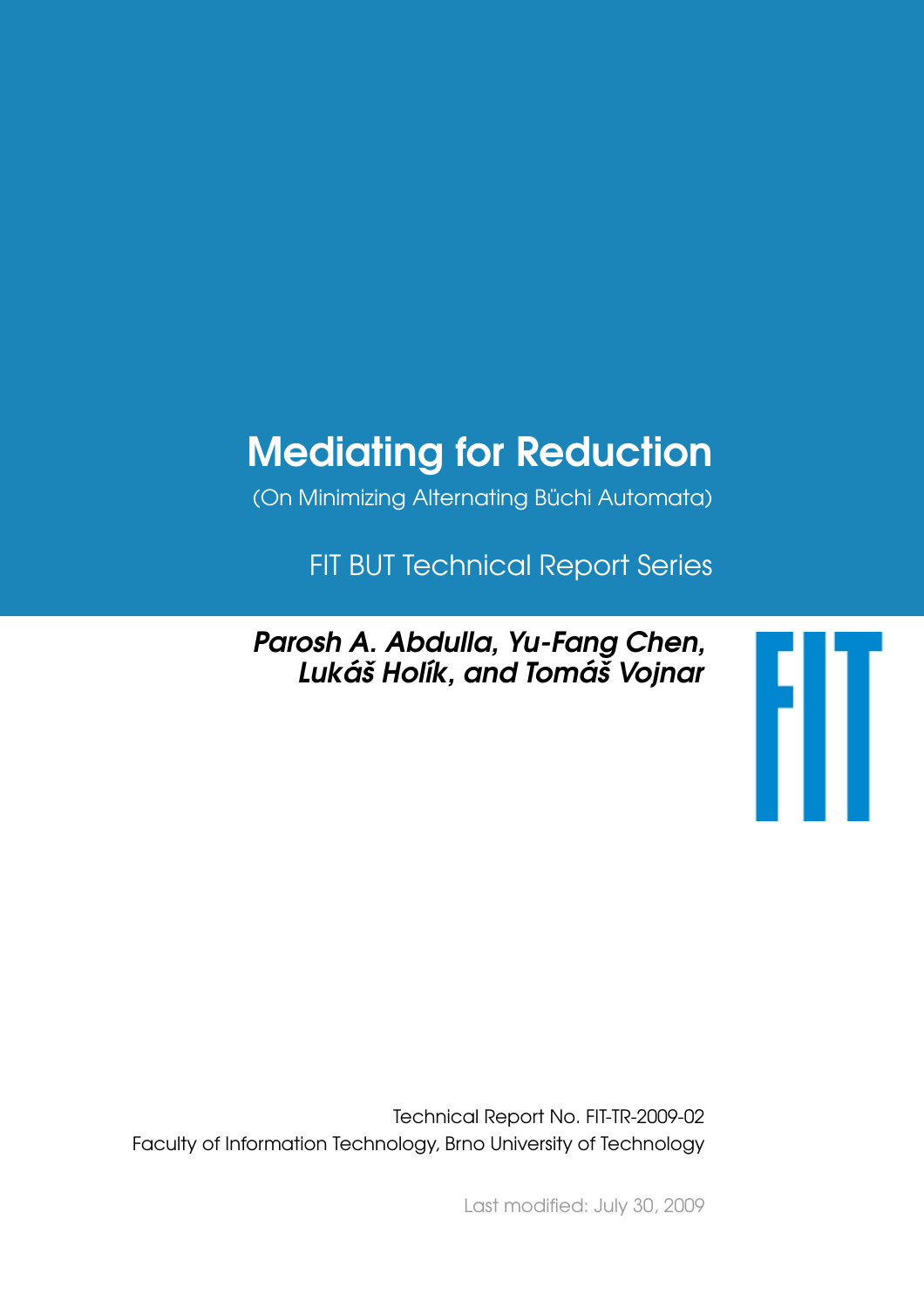# Mediating for Reduction

(On Minimizing Alternating Büchi Automata)

FIT BUT Technical Report Series

***Parosh A. Abdulla, Yu-Fang Chen, Lukáš Holík, and Tomáš Vojnar***

FIT

Technical Report No. FIT-TR-2009-02

Faculty of Information Technology, Brno University of Technology

Last modified: July 30, 2009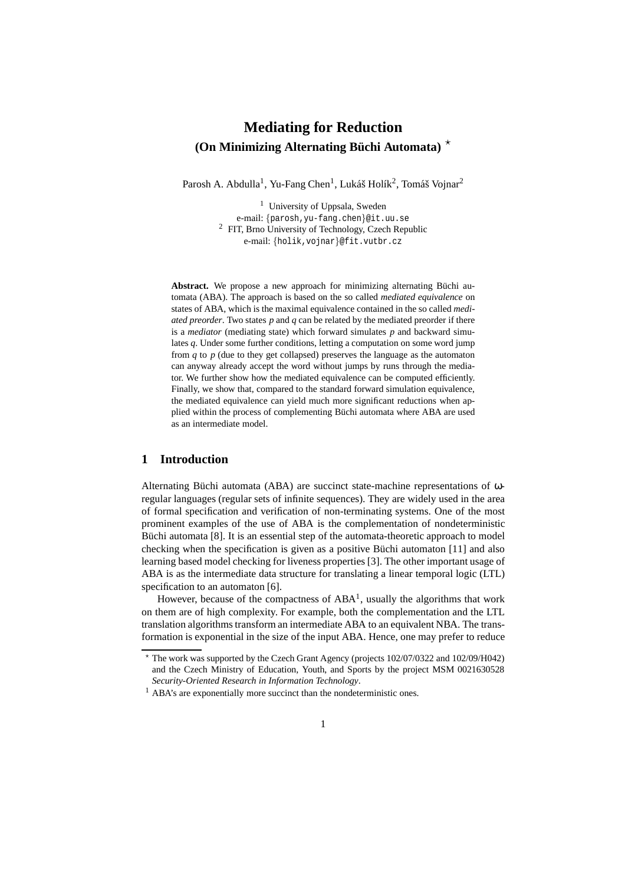# Mediating for Reduction

## (On Minimizing Alternating Büchi Automata) ⋆

Parosh A. Abdulla[1], Yu-Fang Chen[1], Lukáš Holík[2], Tomáš Vojnar[2]

[1] University of Uppsala, Sweden
e-mail: {parosh,yu-fang.chen}@it.uu.se
[2] FIT, Brno University of Technology, Czech Republic
e-mail: {holik,vojnar}@fit.vutbr.cz

**Abstract.** We propose a new approach for minimizing alternating Büchi automata (ABA). The approach is based on the so called *mediated equivalence* on states of ABA, which is the maximal equivalence contained in the so called *mediated preorder*. Two states $p$ and $q$ can be related by the mediated preorder if there is a *mediator* (mediating state) which forward simulates $p$ and backward simulates $q$. Under some further conditions, letting a computation on some word jump from $q$ to $p$ (due to they get collapsed) preserves the language as the automaton can anyway already accept the word without jumps by runs through the mediator. We further show how the mediated equivalence can be computed efficiently. Finally, we show that, compared to the standard forward simulation equivalence, the mediated equivalence can yield much more significant reductions when applied within the process of complementing Büchi automata where ABA are used as an intermediate model.

## 1 Introduction

Alternating Büchi automata (ABA) are succinct state-machine representations of $\omega$-regular languages (regular sets of infinite sequences). They are widely used in the area of formal specification and verification of non-terminating systems. One of the most prominent examples of the use of ABA is the complementation of nondeterministic Büchi automata [8]. It is an essential step of the automata-theoretic approach to model checking when the specification is given as a positive Büchi automaton [11] and also learning based model checking for liveness properties [3]. The other important usage of ABA is as the intermediate data structure for translating a linear temporal logic (LTL) specification to an automaton [6].

However, because of the compactness of ABA[1], usually the algorithms that work on them are of high complexity. For example, both the complementation and the LTL translation algorithms transform an intermediate ABA to an equivalent NBA. The transformation is exponential in the size of the input ABA. Hence, one may prefer to reduce

---

⋆ The work was supported by the Czech Grant Agency (projects 102/07/0322 and 102/09/H042) and the Czech Ministry of Education, Youth, and Sports by the project MSM 0021630528 *Security-Oriented Research in Information Technology*.

[1] ABA's are exponentially more succinct than the nondeterministic ones.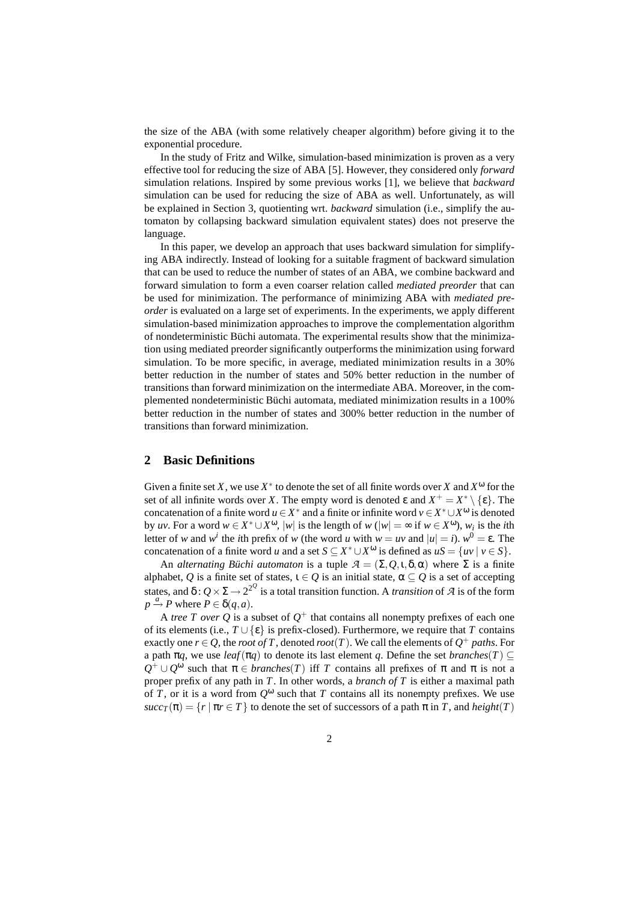the size of the ABA (with some relatively cheaper algorithm) before giving it to the exponential procedure.

In the study of Fritz and Wilke, simulation-based minimization is proven as a very effective tool for reducing the size of ABA [5]. However, they considered only *forward* simulation relations. Inspired by some previous works [1], we believe that *backward* simulation can be used for reducing the size of ABA as well. Unfortunately, as will be explained in Section 3, quotienting wrt. *backward* simulation (i.e., simplify the automaton by collapsing backward simulation equivalent states) does not preserve the language.

In this paper, we develop an approach that uses backward simulation for simplifying ABA indirectly. Instead of looking for a suitable fragment of backward simulation that can be used to reduce the number of states of an ABA, we combine backward and forward simulation to form a even coarser relation called *mediated preorder* that can be used for minimization. The performance of minimizing ABA with *mediated preorder* is evaluated on a large set of experiments. In the experiments, we apply different simulation-based minimization approaches to improve the complementation algorithm of nondeterministic Büchi automata. The experimental results show that the minimization using mediated preorder significantly outperforms the minimization using forward simulation. To be more specific, in average, mediated minimization results in a 30% better reduction in the number of states and 50% better reduction in the number of transitions than forward minimization on the intermediate ABA. Moreover, in the complemented nondeterministic Büchi automata, mediated minimization results in a 100% better reduction in the number of states and 300% better reduction in the number of transitions than forward minimization.

## 2 Basic Definitions

Given a finite set $X$, we use $X^*$ to denote the set of all finite words over $X$ and $X^\omega$ for the set of all infinite words over $X$. The empty word is denoted $\varepsilon$ and $X^+ = X^* \setminus \{\varepsilon\}$. The concatenation of a finite word $u \in X^*$ and a finite or infinite word $v \in X^* \cup X^\omega$ is denoted by $uv$. For a word $w \in X^* \cup X^\omega$, $|w|$ is the length of $w$ ($|w| = \infty$ if $w \in X^\omega$), $w_i$ is the $i$th letter of $w$ and $w^i$ the $i$th prefix of $w$ (the word $u$ with $w = uv$ and $|u| = i$). $w^0 = \varepsilon$. The concatenation of a finite word $u$ and a set $S \subseteq X^* \cup X^\omega$ is defined as $uS = \{uv \mid v \in S\}$.

An *alternating Büchi automaton* is a tuple $\mathcal{A} = (\Sigma, Q, \iota, \delta, \alpha)$ where $\Sigma$ is a finite alphabet, $Q$ is a finite set of states, $\iota \in Q$ is an initial state, $\alpha \subseteq Q$ is a set of accepting states, and $\delta : Q \times \Sigma \to 2^{2^Q}$ is a total transition function. A *transition* of $\mathcal{A}$ is of the form $p \xrightarrow{a} P$ where $P \in \delta(q, a)$.

A *tree $T$ over $Q$* is a subset of $Q^+$ that contains all nonempty prefixes of each one of its elements (i.e., $T \cup \{\varepsilon\}$ is prefix-closed). Furthermore, we require that $T$ contains exactly one $r \in Q$, the *root of* $T$, denoted *root*$(T)$. We call the elements of $Q^+$ *paths*. For a path $\pi q$, we use *leaf*$(\pi q)$ to denote its last element $q$. Define the set *branches*$(T) \subseteq Q^+ \cup Q^\omega$ such that $\pi \in$ *branches*$(T)$ iff $T$ contains all prefixes of $\pi$ and $\pi$ is not a proper prefix of any path in $T$. In other words, a *branch of* $T$ is either a maximal path of $T$, or it is a word from $Q^\omega$ such that $T$ contains all its nonempty prefixes. We use $succ_T(\pi) = \{r \mid \pi r \in T\}$ to denote the set of successors of a path $\pi$ in $T$, and *height*$(T)$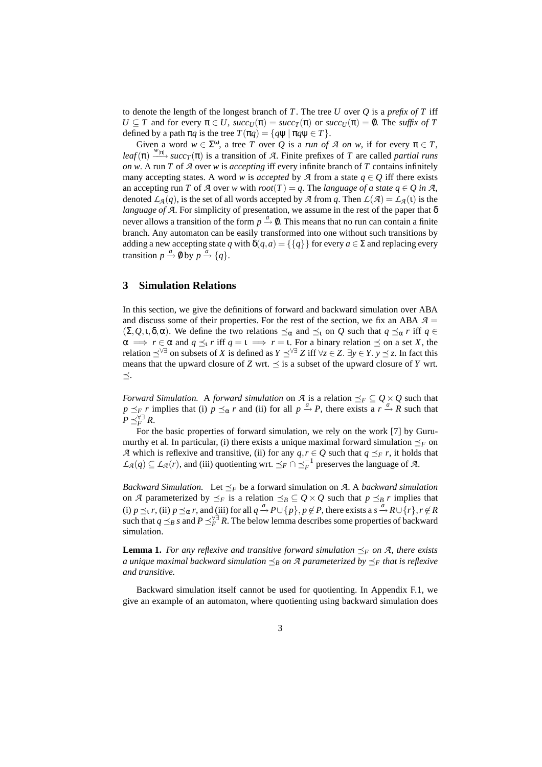to denote the length of the longest branch of $T$. The tree $U$ over $Q$ is a *prefix of $T$* iff $U \subseteq T$ and for every $\pi \in U$, $succ_U(\pi) = succ_T(\pi)$ or $succ_U(\pi) = \emptyset$. The *suffix of $T$* defined by a path $\pi q$ is the tree $T(\pi q) = \{q\psi \mid \pi q \psi \in T\}$.

Given a word $w \in \Sigma^\omega$, a tree $T$ over $Q$ is a *run of $\mathcal{A}$ on $w$*, if for every $\pi \in T$, $leaf(\pi) \xrightarrow{w_{|\pi|}} succ_T(\pi)$ is a transition of $\mathcal{A}$. Finite prefixes of $T$ are called *partial runs on $w$*. A run $T$ of $\mathcal{A}$ over $w$ is *accepting* iff every infinite branch of $T$ contains infinitely many accepting states. A word $w$ is *accepted* by $\mathcal{A}$ from a state $q \in Q$ iff there exists an accepting run $T$ of $\mathcal{A}$ over $w$ with $root(T) = q$. The *language of a state $q \in Q$ in $\mathcal{A}$*, denoted $\mathcal{L}_\mathcal{A}(q)$, is the set of all words accepted by $\mathcal{A}$ from $q$. Then $\mathcal{L}(\mathcal{A}) = \mathcal{L}_\mathcal{A}(\iota)$ is the *language of $\mathcal{A}$*. For simplicity of presentation, we assume in the rest of the paper that $\delta$ never allows a transition of the form $p \xrightarrow{a} \emptyset$. This means that no run can contain a finite branch. Any automaton can be easily transformed into one without such transitions by adding a new accepting state $q$ with $\delta(q,a) = \{\{q\}\}$ for every $a \in \Sigma$ and replacing every transition $p \xrightarrow{a} \emptyset$ by $p \xrightarrow{a} \{q\}$.

## 3 Simulation Relations

In this section, we give the definitions of forward and backward simulation over ABA and discuss some of their properties. For the rest of the section, we fix an ABA $\mathcal{A} = (\Sigma, Q, \iota, \delta, \alpha)$. We define the two relations $\preceq_\alpha$ and $\preceq_\iota$ on $Q$ such that $q \preceq_\alpha r$ iff $q \in \alpha \implies r \in \alpha$ and $q \preceq_\iota r$ iff $q = \iota \implies r = \iota$. For a binary relation $\preceq$ on a set $X$, the relation $\preceq^{\forall\exists}$ on subsets of $X$ is defined as $Y \preceq^{\forall\exists} Z$ iff $\forall z \in Z.\ \exists y \in Y.\ y \preceq z$. In fact this means that the upward closure of $Z$ wrt. $\preceq$ is a subset of the upward closure of $Y$ wrt. $\preceq$.

*Forward Simulation.* A *forward simulation* on $\mathcal{A}$ is a relation $\preceq_F \subseteq Q \times Q$ such that $p \preceq_F r$ implies that (i) $p \preceq_\alpha r$ and (ii) for all $p \xrightarrow{a} P$, there exists a $r \xrightarrow{a} R$ such that $P \preceq_F^{\forall\exists} R$.

For the basic properties of forward simulation, we rely on the work [7] by Gurumurthy et al. In particular, (i) there exists a unique maximal forward simulation $\preceq_F$ on $\mathcal{A}$ which is reflexive and transitive, (ii) for any $q, r \in Q$ such that $q \preceq_F r$, it holds that $\mathcal{L}_\mathcal{A}(q) \subseteq \mathcal{L}_\mathcal{A}(r)$, and (iii) quotienting wrt. $\preceq_F \cap \preceq_F^{-1}$ preserves the language of $\mathcal{A}$.

*Backward Simulation.* Let $\preceq_F$ be a forward simulation on $\mathcal{A}$. A *backward simulation* on $\mathcal{A}$ parameterized by $\preceq_F$ is a relation $\preceq_B \subseteq Q \times Q$ such that $p \preceq_B r$ implies that (i) $p \preceq_\iota r$, (ii) $p \preceq_\alpha r$, and (iii) for all $q \xrightarrow{a} P \cup \{p\}, p \notin P$, there exists a $s \xrightarrow{a} R \cup \{r\}, r \notin R$ such that $q \preceq_B s$ and $P \preceq_F^{\forall\exists} R$. The below lemma describes some properties of backward simulation.

**Lemma 1.** *For any reflexive and transitive forward simulation $\preceq_F$ on $\mathcal{A}$, there exists a unique maximal backward simulation $\preceq_B$ on $\mathcal{A}$ parameterized by $\preceq_F$ that is reflexive and transitive.*

Backward simulation itself cannot be used for quotienting. In Appendix F.1, we give an example of an automaton, where quotienting using backward simulation does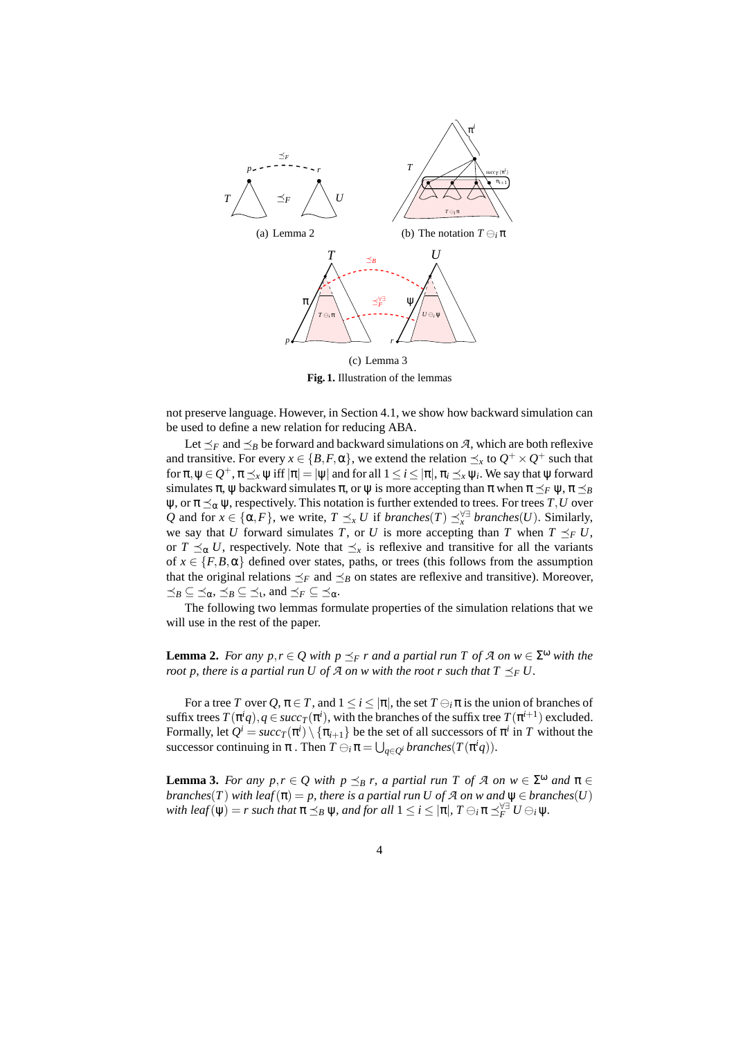(a) Lemma 2

(b) The notation $T \ominus_i \pi$

(c) Lemma 3

**Fig. 1.** Illustration of the lemmas

not preserve language. However, in Section 4.1, we show how backward simulation can be used to define a new relation for reducing ABA.

Let $\preceq_F$ and $\preceq_B$ be forward and backward simulations on $\mathcal{A}$, which are both reflexive and transitive. For every $x \in \{B, F, \alpha\}$, we extend the relation $\preceq_x$ to $Q^+ \times Q^+$ such that for $\pi, \psi \in Q^+$, $\pi \preceq_x \psi$ iff $|\pi| = |\psi|$ and for all $1 \leq i \leq |\pi|$, $\pi_i \preceq_x \psi_i$. We say that $\psi$ forward simulates $\pi$, $\psi$ backward simulates $\pi$, or $\psi$ is more accepting than $\pi$ when $\pi \preceq_F \psi$, $\pi \preceq_B \psi$, or $\pi \preceq_\alpha \psi$, respectively. This notation is further extended to trees. For trees $T, U$ over $Q$ and for $x \in \{\alpha, F\}$, we write, $T \preceq_x U$ if $\mathit{branches}(T) \preceq_x^{\forall\exists} \mathit{branches}(U)$. Similarly, we say that $U$ forward simulates $T$, or $U$ is more accepting than $T$ when $T \preceq_F U$, or $T \preceq_\alpha U$, respectively. Note that $\preceq_x$ is reflexive and transitive for all the variants of $x \in \{F, B, \alpha\}$ defined over states, paths, or trees (this follows from the assumption that the original relations $\preceq_F$ and $\preceq_B$ on states are reflexive and transitive). Moreover, $\preceq_B \subseteq \preceq_\alpha$, $\preceq_B \subseteq \preceq_\iota$, and $\preceq_F \subseteq \preceq_\alpha$.

The following two lemmas formulate properties of the simulation relations that we will use in the rest of the paper.

**Lemma 2.** *For any $p, r \in Q$ with $p \preceq_F r$ and a partial run $T$ of $\mathcal{A}$ on $w \in \Sigma^\omega$ with the root $p$, there is a partial run $U$ of $\mathcal{A}$ on $w$ with the root $r$ such that $T \preceq_F U$.*

For a tree $T$ over $Q$, $\pi \in T$, and $1 \leq i \leq |\pi|$, the set $T \ominus_i \pi$ is the union of branches of suffix trees $T(\pi^i q), q \in \mathit{succ}_T(\pi^i)$, with the branches of the suffix tree $T(\pi^{i+1})$ excluded. Formally, let $Q^i = \mathit{succ}_T(\pi^i) \setminus \{\pi_{i+1}\}$ be the set of all successors of $\pi^i$ in $T$ without the successor continuing in $\pi$ . Then $T \ominus_i \pi = \bigcup_{q \in Q^i} \mathit{branches}(T(\pi^i q))$.

**Lemma 3.** *For any $p, r \in Q$ with $p \preceq_B r$, a partial run $T$ of $\mathcal{A}$ on $w \in \Sigma^\omega$ and $\pi \in \mathit{branches}(T)$ with $\mathit{leaf}(\pi) = p$, there is a partial run $U$ of $\mathcal{A}$ on $w$ and $\psi \in \mathit{branches}(U)$ with $\mathit{leaf}(\psi) = r$ such that $\pi \preceq_B \psi$, and for all $1 \leq i \leq |\pi|$, $T \ominus_i \pi \preceq_F^{\forall\exists} U \ominus_i \psi$.*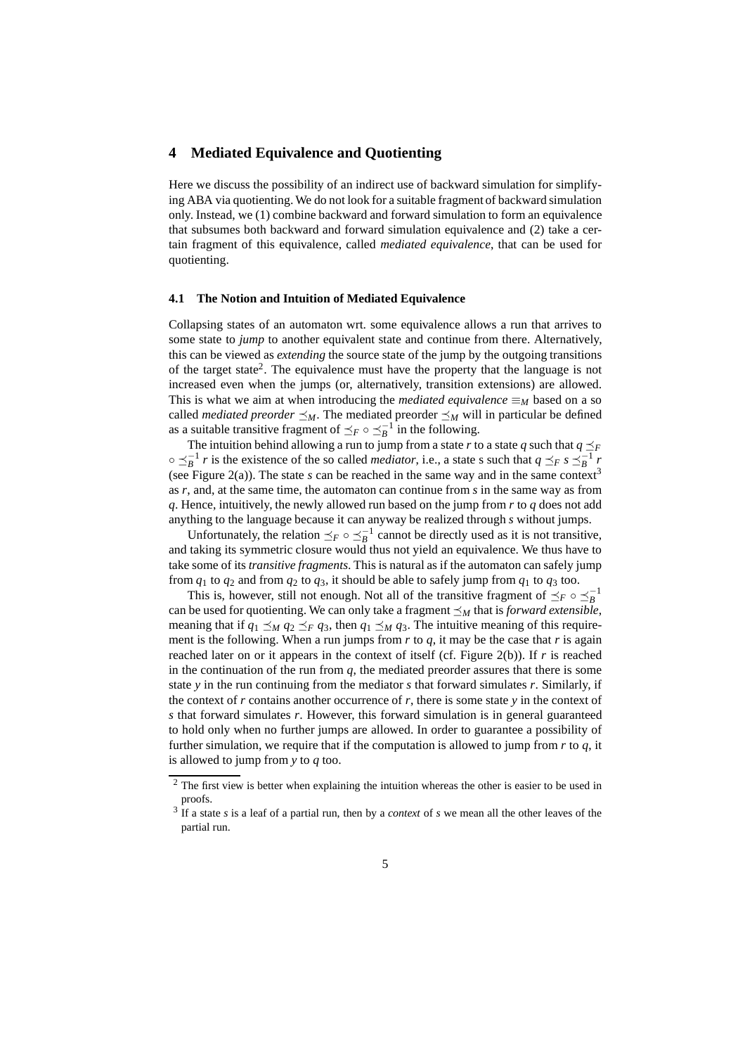## 4 Mediated Equivalence and Quotienting

Here we discuss the possibility of an indirect use of backward simulation for simplifying ABA via quotienting. We do not look for a suitable fragment of backward simulation only. Instead, we (1) combine backward and forward simulation to form an equivalence that subsumes both backward and forward simulation equivalence and (2) take a certain fragment of this equivalence, called *mediated equivalence*, that can be used for quotienting.

### 4.1 The Notion and Intuition of Mediated Equivalence

Collapsing states of an automaton wrt. some equivalence allows a run that arrives to some state to *jump* to another equivalent state and continue from there. Alternatively, this can be viewed as *extending* the source state of the jump by the outgoing transitions of the target state[2]. The equivalence must have the property that the language is not increased even when the jumps (or, alternatively, transition extensions) are allowed. This is what we aim at when introducing the *mediated equivalence* $\equiv_M$ based on a so called *mediated preorder* $\preceq_M$. The mediated preorder $\preceq_M$ will in particular be defined as a suitable transitive fragment of $\preceq_F \circ \preceq_B^{-1}$ in the following.

The intuition behind allowing a run to jump from a state $r$ to a state $q$ such that $q \preceq_F \circ \preceq_B^{-1} r$ is the existence of the so called *mediator*, i.e., a state s such that $q \preceq_F s \preceq_B^{-1} r$ (see Figure 2(a)). The state $s$ can be reached in the same way and in the same context[3] as $r$, and, at the same time, the automaton can continue from $s$ in the same way as from $q$. Hence, intuitively, the newly allowed run based on the jump from $r$ to $q$ does not add anything to the language because it can anyway be realized through $s$ without jumps.

Unfortunately, the relation $\preceq_F \circ \preceq_B^{-1}$ cannot be directly used as it is not transitive, and taking its symmetric closure would thus not yield an equivalence. We thus have to take some of its *transitive fragments*. This is natural as if the automaton can safely jump from $q_1$ to $q_2$ and from $q_2$ to $q_3$, it should be able to safely jump from $q_1$ to $q_3$ too.

This is, however, still not enough. Not all of the transitive fragment of $\preceq_F \circ \preceq_B^{-1}$ can be used for quotienting. We can only take a fragment $\preceq_M$ that is *forward extensible*, meaning that if $q_1 \preceq_M q_2 \preceq_F q_3$, then $q_1 \preceq_M q_3$. The intuitive meaning of this requirement is the following. When a run jumps from $r$ to $q$, it may be the case that $r$ is again reached later on or it appears in the context of itself (cf. Figure 2(b)). If $r$ is reached in the continuation of the run from $q$, the mediated preorder assures that there is some state $y$ in the run continuing from the mediator $s$ that forward simulates $r$. Similarly, if the context of $r$ contains another occurrence of $r$, there is some state $y$ in the context of $s$ that forward simulates $r$. However, this forward simulation is in general guaranteed to hold only when no further jumps are allowed. In order to guarantee a possibility of further simulation, we require that if the computation is allowed to jump from $r$ to $q$, it is allowed to jump from $y$ to $q$ too.

[2] The first view is better when explaining the intuition whereas the other is easier to be used in proofs.

[3] If a state $s$ is a leaf of a partial run, then by a *context* of $s$ we mean all the other leaves of the partial run.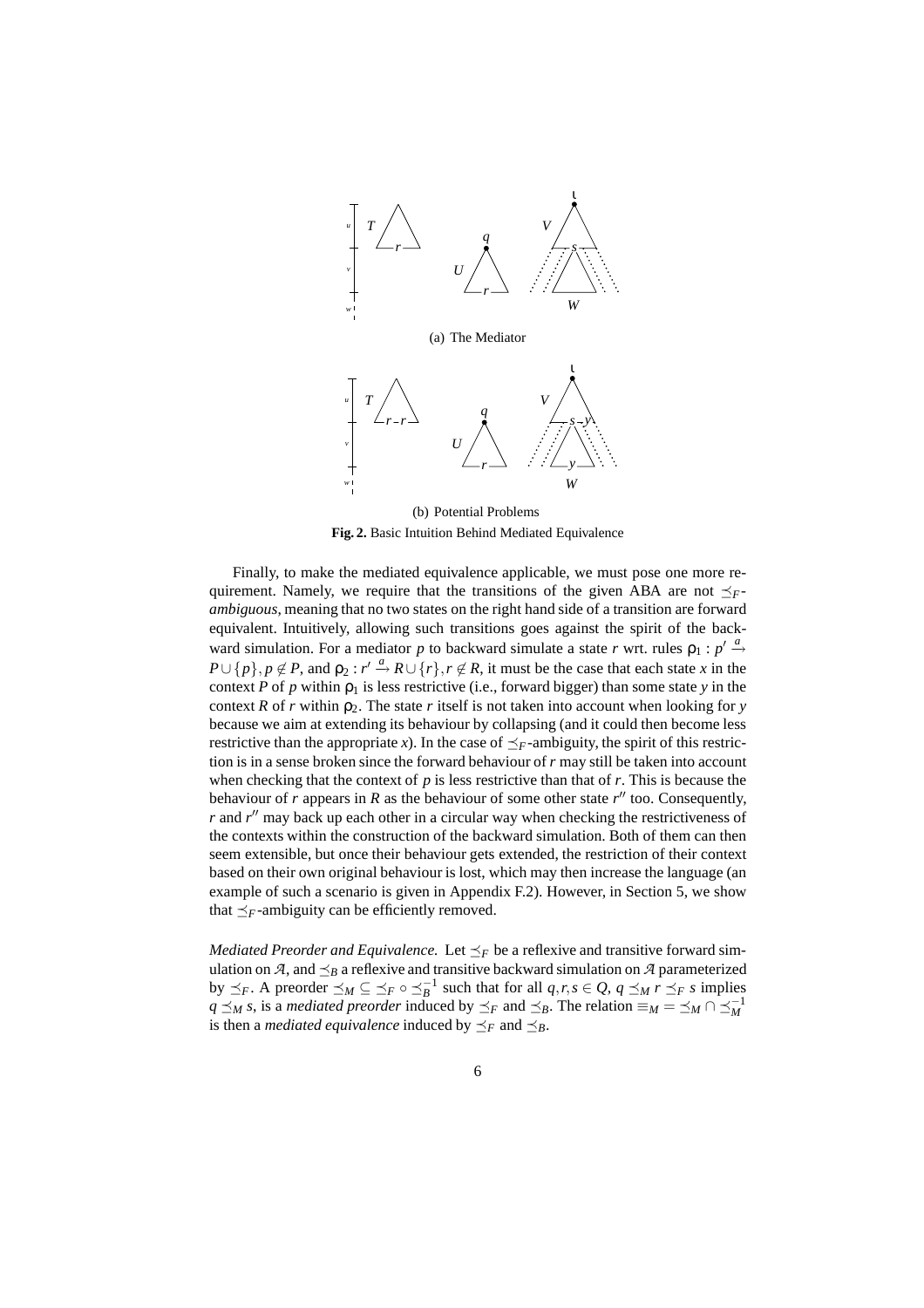(a) The Mediator

(b) Potential Problems

**Fig. 2.** Basic Intuition Behind Mediated Equivalence

Finally, to make the mediated equivalence applicable, we must pose one more requirement. Namely, we require that the transitions of the given ABA are not $\preceq_F$-*ambiguous*, meaning that no two states on the right hand side of a transition are forward equivalent. Intuitively, allowing such transitions goes against the spirit of the backward simulation. For a mediator $p$ to backward simulate a state $r$ wrt. rules $\rho_1 : p' \xrightarrow{a} P \cup \{p\}, p \notin P$, and $\rho_2 : r' \xrightarrow{a} R \cup \{r\}, r \notin R$, it must be the case that each state $x$ in the context $P$ of $p$ within $\rho_1$ is less restrictive (i.e., forward bigger) than some state $y$ in the context $R$ of $r$ within $\rho_2$. The state $r$ itself is not taken into account when looking for $y$ because we aim at extending its behaviour by collapsing (and it could then become less restrictive than the appropriate $x$). In the case of $\preceq_F$-ambiguity, the spirit of this restriction is in a sense broken since the forward behaviour of $r$ may still be taken into account when checking that the context of $p$ is less restrictive than that of $r$. This is because the behaviour of $r$ appears in $R$ as the behaviour of some other state $r''$ too. Consequently, $r$ and $r''$ may back up each other in a circular way when checking the restrictiveness of the contexts within the construction of the backward simulation. Both of them can then seem extensible, but once their behaviour gets extended, the restriction of their context based on their own original behaviour is lost, which may then increase the language (an example of such a scenario is given in Appendix F.2). However, in Section 5, we show that $\preceq_F$-ambiguity can be efficiently removed.

*Mediated Preorder and Equivalence.* Let $\preceq_F$ be a reflexive and transitive forward simulation on $\mathcal{A}$, and $\preceq_B$ a reflexive and transitive backward simulation on $\mathcal{A}$ parameterized by $\preceq_F$. A preorder $\preceq_M \subseteq \preceq_F \circ \preceq_B^{-1}$ such that for all $q, r, s \in Q$, $q \preceq_M r \preceq_F s$ implies $q \preceq_M s$, is a *mediated preorder* induced by $\preceq_F$ and $\preceq_B$. The relation $\equiv_M = \preceq_M \cap \preceq_M^{-1}$ is then a *mediated equivalence* induced by $\preceq_F$ and $\preceq_B$.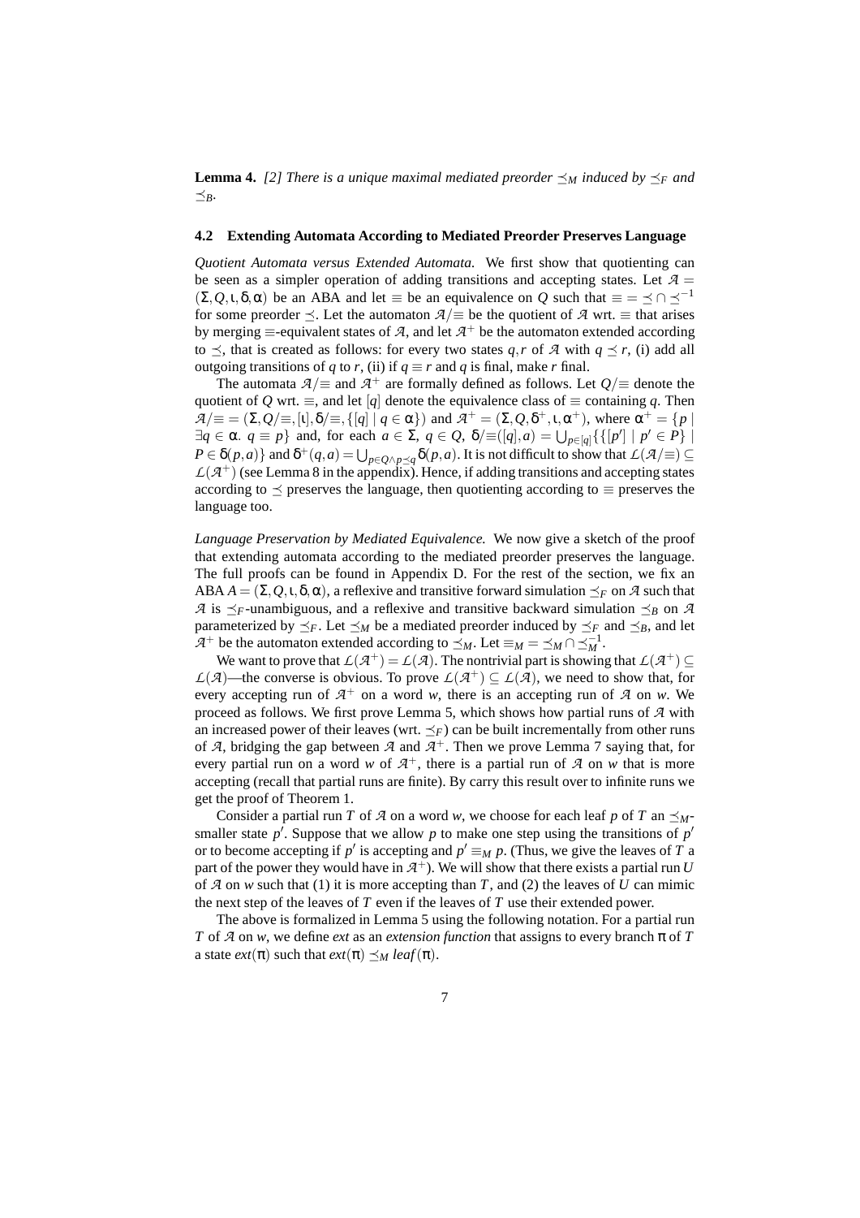**Lemma 4.** *[2] There is a unique maximal mediated preorder $\preceq_M$ induced by $\preceq_F$ and $\preceq_B$.*

### 4.2 Extending Automata According to Mediated Preorder Preserves Language

*Quotient Automata versus Extended Automata.* We first show that quotienting can be seen as a simpler operation of adding transitions and accepting states. Let $\mathcal{A} = (\Sigma, Q, \iota, \delta, \alpha)$ be an ABA and let $\equiv$ be an equivalence on $Q$ such that $\equiv \, = \, \preceq \cap \preceq^{-1}$ for some preorder $\preceq$. Let the automaton $\mathcal{A}/\equiv$ be the quotient of $\mathcal{A}$ wrt. $\equiv$ that arises by merging $\equiv$-equivalent states of $\mathcal{A}$, and let $\mathcal{A}^+$ be the automaton extended according to $\preceq$, that is created as follows: for every two states $q, r$ of $\mathcal{A}$ with $q \preceq r$, (i) add all outgoing transitions of $q$ to $r$, (ii) if $q \equiv r$ and $q$ is final, make $r$ final.

The automata $\mathcal{A}/\equiv$ and $\mathcal{A}^+$ are formally defined as follows. Let $Q/\equiv$ denote the quotient of $Q$ wrt. $\equiv$, and let $[q]$ denote the equivalence class of $\equiv$ containing $q$. Then $\mathcal{A}/\equiv = (\Sigma, Q/\equiv, [\iota], \delta/\equiv, \{[q] \mid q \in \alpha\})$ and $\mathcal{A}^+ = (\Sigma, Q, \delta^+, \iota, \alpha^+)$, where $\alpha^+ = \{p \mid \exists q \in \alpha.\ q \equiv p\}$ and, for each $a \in \Sigma$, $q \in Q$, $\delta/\equiv([q], a) = \bigcup_{p \in [q]} \{\{[p'] \mid p' \in P\} \mid P \in \delta(p, a)\}$ and $\delta^+(q, a) = \bigcup_{p \in Q \wedge p \preceq q} \delta(p, a)$. It is not difficult to show that $\mathcal{L}(\mathcal{A}/\equiv) \subseteq \mathcal{L}(\mathcal{A}^+)$ (see Lemma 8 in the appendix). Hence, if adding transitions and accepting states according to $\preceq$ preserves the language, then quotienting according to $\equiv$ preserves the language too.

*Language Preservation by Mediated Equivalence.* We now give a sketch of the proof that extending automata according to the mediated preorder preserves the language. The full proofs can be found in Appendix D. For the rest of the section, we fix an ABA $A = (\Sigma, Q, \iota, \delta, \alpha)$, a reflexive and transitive forward simulation $\preceq_F$ on $\mathcal{A}$ such that $\mathcal{A}$ is $\preceq_F$-unambiguous, and a reflexive and transitive backward simulation $\preceq_B$ on $\mathcal{A}$ parameterized by $\preceq_F$. Let $\preceq_M$ be a mediated preorder induced by $\preceq_F$ and $\preceq_B$, and let $\mathcal{A}^+$ be the automaton extended according to $\preceq_M$. Let $\equiv_M = \preceq_M \cap \preceq_M^{-1}$.

We want to prove that $\mathcal{L}(\mathcal{A}^+) = \mathcal{L}(\mathcal{A})$. The nontrivial part is showing that $\mathcal{L}(\mathcal{A}^+) \subseteq \mathcal{L}(\mathcal{A})$—the converse is obvious. To prove $\mathcal{L}(\mathcal{A}^+) \subseteq \mathcal{L}(\mathcal{A})$, we need to show that, for every accepting run of $\mathcal{A}^+$ on a word $w$, there is an accepting run of $\mathcal{A}$ on $w$. We proceed as follows. We first prove Lemma 5, which shows how partial runs of $\mathcal{A}$ with an increased power of their leaves (wrt. $\preceq_F$) can be built incrementally from other runs of $\mathcal{A}$, bridging the gap between $\mathcal{A}$ and $\mathcal{A}^+$. Then we prove Lemma 7 saying that, for every partial run on a word $w$ of $\mathcal{A}^+$, there is a partial run of $\mathcal{A}$ on $w$ that is more accepting (recall that partial runs are finite). By carry this result over to infinite runs we get the proof of Theorem 1.

Consider a partial run $T$ of $\mathcal{A}$ on a word $w$, we choose for each leaf $p$ of $T$ an $\preceq_M$-smaller state $p'$. Suppose that we allow $p$ to make one step using the transitions of $p'$ or to become accepting if $p'$ is accepting and $p' \equiv_M p$. (Thus, we give the leaves of $T$ a part of the power they would have in $\mathcal{A}^+$). We will show that there exists a partial run $U$ of $\mathcal{A}$ on $w$ such that (1) it is more accepting than $T$, and (2) the leaves of $U$ can mimic the next step of the leaves of $T$ even if the leaves of $T$ use their extended power.

The above is formalized in Lemma 5 using the following notation. For a partial run $T$ of $\mathcal{A}$ on $w$, we define *ext* as an *extension function* that assigns to every branch $\pi$ of $T$ a state $ext(\pi)$ such that $ext(\pi) \preceq_M leaf(\pi)$.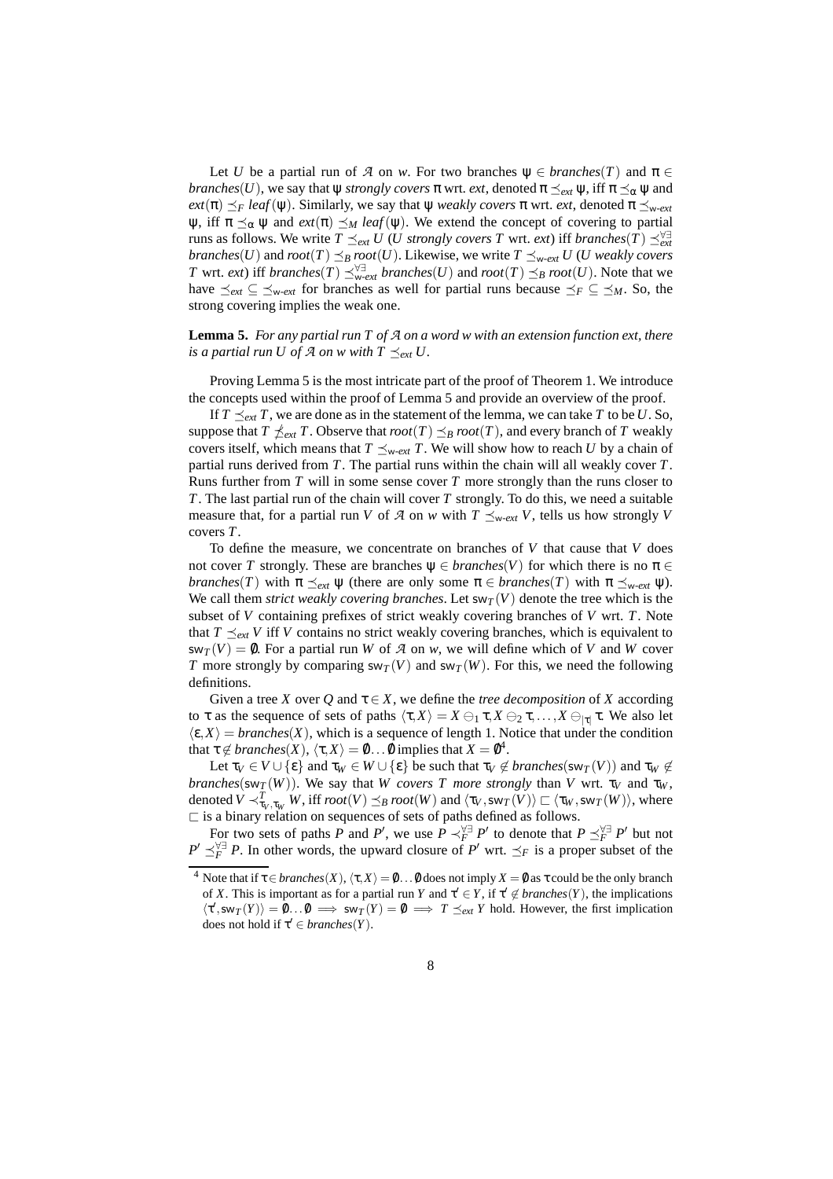Let $U$ be a partial run of $\mathcal{A}$ on $w$. For two branches $\psi \in branches(T)$ and $\pi \in branches(U)$, we say that $\psi$ *strongly covers* $\pi$ wrt. *ext*, denoted $\pi \preceq_{ext} \psi$, iff $\pi \preceq_\alpha \psi$ and $ext(\pi) \preceq_F leaf(\psi)$. Similarly, we say that $\psi$ *weakly covers* $\pi$ wrt. *ext*, denoted $\pi \preceq_{\text{w-}ext} \psi$, iff $\pi \preceq_\alpha \psi$ and $ext(\pi) \preceq_M leaf(\psi)$. We extend the concept of covering to partial runs as follows. We write $T \preceq_{ext} U$ ($U$ *strongly covers* $T$ wrt. *ext*) iff $branches(T) \preceq^{\forall\exists}_{ext} branches(U)$ and $root(T) \preceq_B root(U)$. Likewise, we write $T \preceq_{\text{w-}ext} U$ ($U$ *weakly covers* $T$ wrt. *ext*) iff $branches(T) \preceq^{\forall\exists}_{\text{w-}ext} branches(U)$ and $root(T) \preceq_B root(U)$. Note that we have $\preceq_{ext} \subseteq \preceq_{\text{w-}ext}$ for branches as well for partial runs because $\preceq_F \subseteq \preceq_M$. So, the strong covering implies the weak one.

**Lemma 5.** *For any partial run $T$ of $\mathcal{A}$ on a word $w$ with an extension function ext, there is a partial run $U$ of $\mathcal{A}$ on $w$ with $T \preceq_{ext} U$.*

Proving Lemma 5 is the most intricate part of the proof of Theorem 1. We introduce the concepts used within the proof of Lemma 5 and provide an overview of the proof.

If $T \preceq_{ext} T$, we are done as in the statement of the lemma, we can take $T$ to be $U$. So, suppose that $T \not\preceq_{ext} T$. Observe that $root(T) \preceq_B root(T)$, and every branch of $T$ weakly covers itself, which means that $T \preceq_{\text{w-}ext} T$. We will show how to reach $U$ by a chain of partial runs derived from $T$. The partial runs within the chain will all weakly cover $T$. Runs further from $T$ will in some sense cover $T$ more strongly than the runs closer to $T$. The last partial run of the chain will cover $T$ strongly. To do this, we need a suitable measure that, for a partial run $V$ of $\mathcal{A}$ on $w$ with $T \preceq_{\text{w-}ext} V$, tells us how strongly $V$ covers $T$.

To define the measure, we concentrate on branches of $V$ that cause that $V$ does not cover $T$ strongly. These are branches $\psi \in branches(V)$ for which there is no $\pi \in branches(T)$ with $\pi \preceq_{ext} \psi$ (there are only some $\pi \in branches(T)$ with $\pi \preceq_{\text{w-}ext} \psi$). We call them *strict weakly covering branches*. Let $\mathsf{sw}_T(V)$ denote the tree which is the subset of $V$ containing prefixes of strict weakly covering branches of $V$ wrt. $T$. Note that $T \preceq_{ext} V$ iff $V$ contains no strict weakly covering branches, which is equivalent to $\mathsf{sw}_T(V) = \emptyset$. For a partial run $W$ of $\mathcal{A}$ on $w$, we will define which of $V$ and $W$ cover $T$ more strongly by comparing $\mathsf{sw}_T(V)$ and $\mathsf{sw}_T(W)$. For this, we need the following definitions.

Given a tree $X$ over $Q$ and $\tau \in X$, we define the *tree decomposition* of $X$ according to $\tau$ as the sequence of sets of paths $\langle \tau, X\rangle = X \ominus_1 \tau, X \ominus_2 \tau, \ldots, X \ominus_{|\tau|} \tau$. We also let $\langle \varepsilon, X\rangle = branches(X)$, which is a sequence of length 1. Notice that under the condition that $\tau \notin branches(X)$, $\langle \tau, X\rangle = \emptyset \ldots \emptyset$ implies that $X = \emptyset$[4].

Let $\tau_V \in V \cup \{\varepsilon\}$ and $\tau_W \in W \cup \{\varepsilon\}$ be such that $\tau_V \notin branches(\mathsf{sw}_T(V))$ and $\tau_W \notin branches(\mathsf{sw}_T(W))$. We say that $W$ *covers $T$ more strongly* than $V$ wrt. $\tau_V$ and $\tau_W$, denoted $V \prec^T_{\tau_V,\tau_W} W$, iff $root(V) \preceq_B root(W)$ and $\langle \tau_V, \mathsf{sw}_T(V)\rangle \sqsubset \langle \tau_W, \mathsf{sw}_T(W)\rangle$, where $\sqsubset$ is a binary relation on sequences of sets of paths defined as follows.

For two sets of paths $P$ and $P'$, we use $P \prec^{\forall\exists}_F P'$ to denote that $P \preceq^{\forall\exists}_F P'$ but not $P' \preceq^{\forall\exists}_F P$. In other words, the upward closure of $P'$ wrt. $\preceq_F$ is a proper subset of the

[4] Note that if $\tau \in branches(X)$, $\langle \tau, X\rangle = \emptyset \ldots \emptyset$ does not imply $X = \emptyset$ as $\tau$ could be the only branch of $X$. This is important as for a partial run $Y$ and $\tau' \in Y$, if $\tau' \notin branches(Y)$, the implications $\langle \tau', \mathsf{sw}_T(Y)\rangle = \emptyset \ldots \emptyset \implies \mathsf{sw}_T(Y) = \emptyset \implies T \preceq_{ext} Y$ hold. However, the first implication does not hold if $\tau' \in branches(Y)$.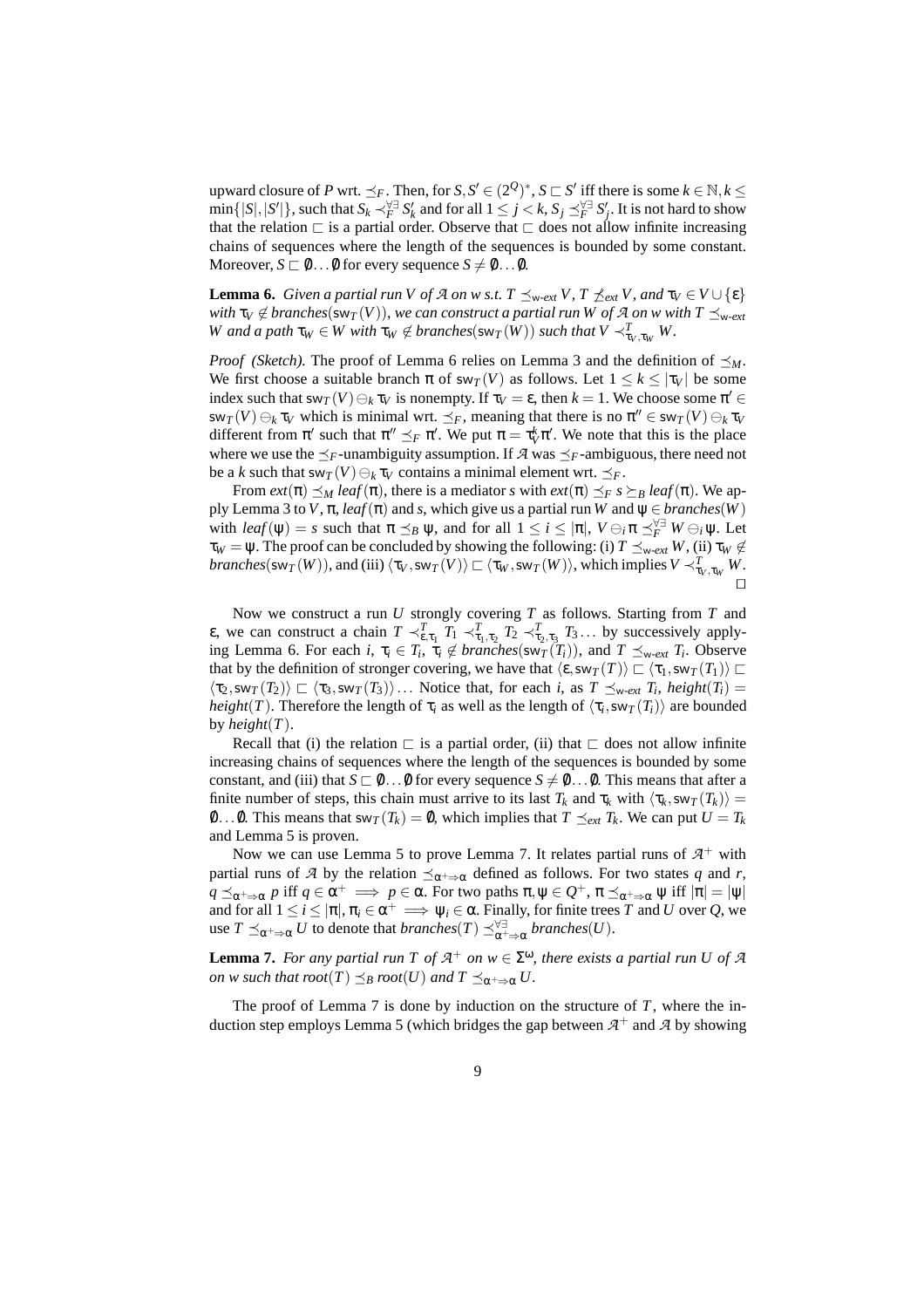upward closure of $P$ wrt. $\preceq_F$. Then, for $S, S' \in (2^Q)^*$, $S \sqsubset S'$ iff there is some $k \in \mathbb{N}, k \leq \min\{|S|, |S'|\}$, such that $S_k \prec_F^{\forall\exists} S'_k$ and for all $1 \leq j < k$, $S_j \preceq_F^{\forall\exists} S'_j$. It is not hard to show that the relation $\sqsubset$ is a partial order. Observe that $\sqsubset$ does not allow infinite increasing chains of sequences where the length of the sequences is bounded by some constant. Moreover, $S \sqsubset \emptyset \ldots \emptyset$ for every sequence $S \neq \emptyset \ldots \emptyset$.

**Lemma 6.** *Given a partial run $V$ of $\mathcal{A}$ on $w$ s.t. $T \preceq_{\text{w-}ext} V$, $T \not\preceq_{ext} V$, and $\tau_V \in V \cup \{\varepsilon\}$ with $\tau_V \notin branches(\mathsf{sw}_T(V))$, we can construct a partial run $W$ of $\mathcal{A}$ on $w$ with $T \preceq_{\text{w-}ext} W$ and a path $\tau_W \in W$ with $\tau_W \notin branches(\mathsf{sw}_T(W))$ such that $V \prec^T_{\tau_V,\tau_W} W$.*

*Proof (Sketch).* The proof of Lemma 6 relies on Lemma 3 and the definition of $\preceq_M$. We first choose a suitable branch $\pi$ of $\mathsf{sw}_T(V)$ as follows. Let $1 \leq k \leq |\tau_V|$ be some index such that $\mathsf{sw}_T(V) \ominus_k \tau_V$ is nonempty. If $\tau_V = \varepsilon$, then $k = 1$. We choose some $\pi' \in \mathsf{sw}_T(V) \ominus_k \tau_V$ which is minimal wrt. $\preceq_F$, meaning that there is no $\pi'' \in \mathsf{sw}_T(V) \ominus_k \tau_V$ different from $\pi'$ such that $\pi'' \preceq_F \pi'$. We put $\pi = \tau_V^k \pi'$. We note that this is the place where we use the $\preceq_F$-unambiguity assumption. If $\mathcal{A}$ was $\preceq_F$-ambiguous, there need not be a $k$ such that $\mathsf{sw}_T(V) \ominus_k \tau_V$ contains a minimal element wrt. $\preceq_F$.

From $ext(\pi) \preceq_M leaf(\pi)$, there is a mediator $s$ with $ext(\pi) \preceq_F s \succeq_B leaf(\pi)$. We apply Lemma 3 to $V$, $\pi$, $leaf(\pi)$ and $s$, which give us a partial run $W$ and $\psi \in branches(W)$ with $leaf(\psi) = s$ such that $\pi \preceq_B \psi$, and for all $1 \leq i \leq |\pi|$, $V \ominus_i \pi \preceq_F^{\forall\exists} W \ominus_i \psi$. Let $\tau_W = \psi$. The proof can be concluded by showing the following: (i) $T \preceq_{\text{w-}ext} W$, (ii) $\tau_W \notin branches(\mathsf{sw}_T(W))$, and (iii) $\langle \tau_V, \mathsf{sw}_T(V) \rangle \sqsubset \langle \tau_W, \mathsf{sw}_T(W) \rangle$, which implies $V \prec^T_{\tau_V,\tau_W} W$. $\square$

Now we construct a run $U$ strongly covering $T$ as follows. Starting from $T$ and $\varepsilon$, we can construct a chain $T \prec^T_{\varepsilon,\tau_1} T_1 \prec^T_{\tau_1,\tau_2} T_2 \prec^T_{\tau_2,\tau_3} T_3 \ldots$ by successively applying Lemma 6. For each $i$, $\tau_i \in T_i$, $\tau_i \notin branches(\mathsf{sw}_T(T_i))$, and $T \preceq_{\text{w-}ext} T_i$. Observe that by the definition of stronger covering, we have that $\langle \varepsilon, \mathsf{sw}_T(T) \rangle \sqsubset \langle \tau_1, \mathsf{sw}_T(T_1) \rangle \sqsubset \langle \tau_2, \mathsf{sw}_T(T_2) \rangle \sqsubset \langle \tau_3, \mathsf{sw}_T(T_3) \rangle \ldots$ Notice that, for each $i$, as $T \preceq_{\text{w-}ext} T_i$, $height(T_i) = height(T)$. Therefore the length of $\tau_i$ as well as the length of $\langle \tau_i, \mathsf{sw}_T(T_i) \rangle$ are bounded by $height(T)$.

Recall that (i) the relation $\sqsubset$ is a partial order, (ii) that $\sqsubset$ does not allow infinite increasing chains of sequences where the length of the sequences is bounded by some constant, and (iii) that $S \sqsubset \emptyset \ldots \emptyset$ for every sequence $S \neq \emptyset \ldots \emptyset$. This means that after a finite number of steps, this chain must arrive to its last $T_k$ and $\tau_k$ with $\langle \tau_k, \mathsf{sw}_T(T_k) \rangle = \emptyset \ldots \emptyset$. This means that $\mathsf{sw}_T(T_k) = \emptyset$, which implies that $T \preceq_{ext} T_k$. We can put $U = T_k$ and Lemma 5 is proven.

Now we can use Lemma 5 to prove Lemma 7. It relates partial runs of $\mathcal{A}^+$ with partial runs of $\mathcal{A}$ by the relation $\preceq_{\alpha^+\Rightarrow\alpha}$ defined as follows. For two states $q$ and $r$, $q \preceq_{\alpha^+\Rightarrow\alpha} p$ iff $q \in \alpha^+ \implies p \in \alpha$. For two paths $\pi, \psi \in Q^+$, $\pi \preceq_{\alpha^+\Rightarrow\alpha} \psi$ iff $|\pi| = |\psi|$ and for all $1 \leq i \leq |\pi|$, $\pi_i \in \alpha^+ \implies \psi_i \in \alpha$. Finally, for finite trees $T$ and $U$ over $Q$, we use $T \preceq_{\alpha^+\Rightarrow\alpha} U$ to denote that $branches(T) \preceq^{\forall\exists}_{\alpha^+\Rightarrow\alpha} branches(U)$.

**Lemma 7.** *For any partial run $T$ of $\mathcal{A}^+$ on $w \in \Sigma^\omega$, there exists a partial run $U$ of $\mathcal{A}$ on $w$ such that $root(T) \preceq_B root(U)$ and $T \preceq_{\alpha^+\Rightarrow\alpha} U$.*

The proof of Lemma 7 is done by induction on the structure of $T$, where the induction step employs Lemma 5 (which bridges the gap between $\mathcal{A}^+$ and $\mathcal{A}$ by showing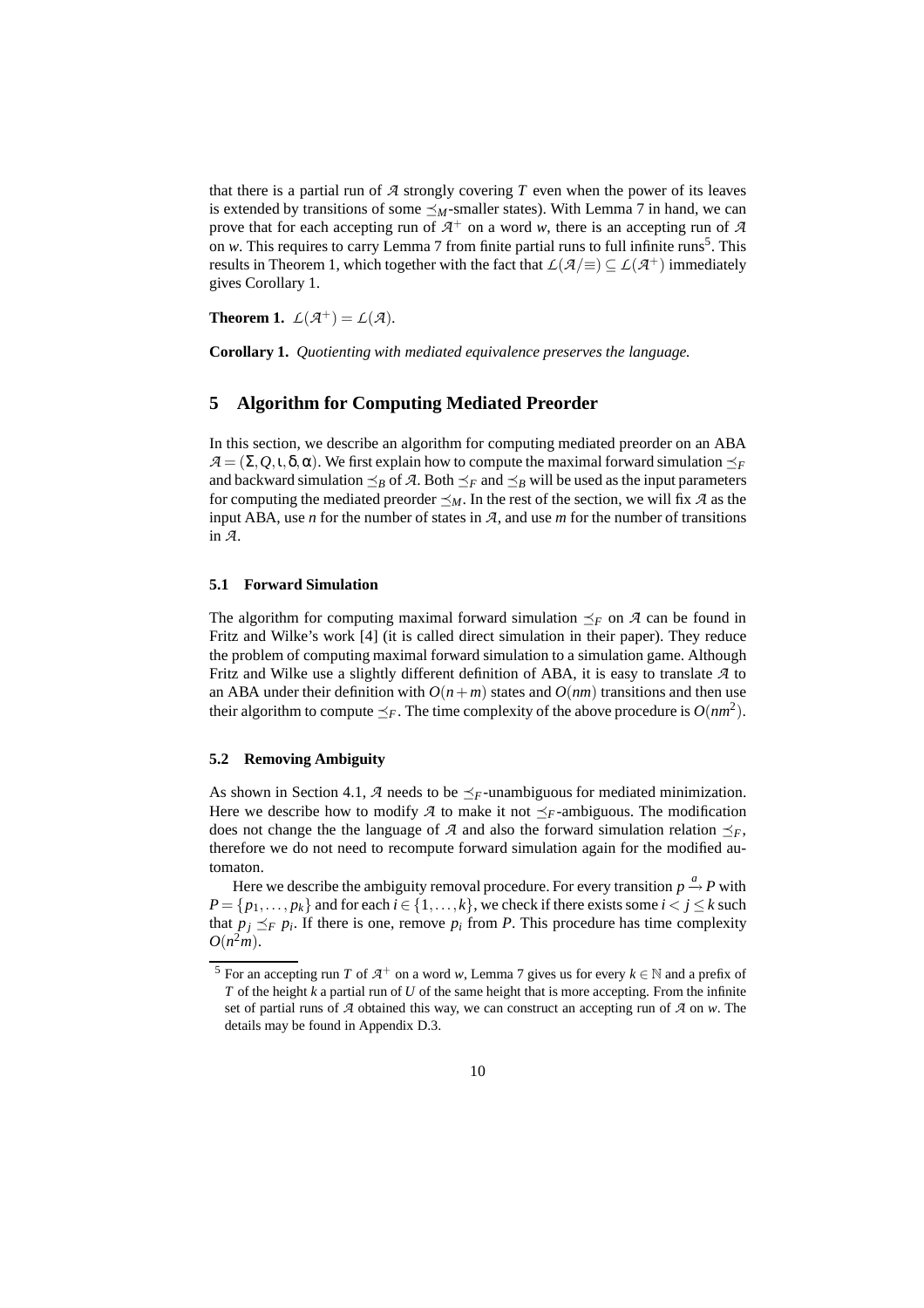that there is a partial run of $\mathcal{A}$ strongly covering $T$ even when the power of its leaves is extended by transitions of some $\preceq_M$-smaller states). With Lemma 7 in hand, we can prove that for each accepting run of $\mathcal{A}^+$ on a word $w$, there is an accepting run of $\mathcal{A}$ on $w$. This requires to carry Lemma 7 from finite partial runs to full infinite runs[5]. This results in Theorem 1, which together with the fact that $\mathcal{L}(\mathcal{A}/\equiv) \subseteq \mathcal{L}(\mathcal{A}^+)$ immediately gives Corollary 1.

**Theorem 1.** $\mathcal{L}(\mathcal{A}^+) = \mathcal{L}(\mathcal{A})$.

**Corollary 1.** *Quotienting with mediated equivalence preserves the language.*

## 5 Algorithm for Computing Mediated Preorder

In this section, we describe an algorithm for computing mediated preorder on an ABA $\mathcal{A} = (\Sigma, Q, \iota, \delta, \alpha)$. We first explain how to compute the maximal forward simulation $\preceq_F$ and backward simulation $\preceq_B$ of $\mathcal{A}$. Both $\preceq_F$ and $\preceq_B$ will be used as the input parameters for computing the mediated preorder $\preceq_M$. In the rest of the section, we will fix $\mathcal{A}$ as the input ABA, use $n$ for the number of states in $\mathcal{A}$, and use $m$ for the number of transitions in $\mathcal{A}$.

### 5.1 Forward Simulation

The algorithm for computing maximal forward simulation $\preceq_F$ on $\mathcal{A}$ can be found in Fritz and Wilke's work [4] (it is called direct simulation in their paper). They reduce the problem of computing maximal forward simulation to a simulation game. Although Fritz and Wilke use a slightly different definition of ABA, it is easy to translate $\mathcal{A}$ to an ABA under their definition with $O(n+m)$ states and $O(nm)$ transitions and then use their algorithm to compute $\preceq_F$. The time complexity of the above procedure is $O(nm^2)$.

### 5.2 Removing Ambiguity

As shown in Section 4.1, $\mathcal{A}$ needs to be $\preceq_F$-unambiguous for mediated minimization. Here we describe how to modify $\mathcal{A}$ to make it not $\preceq_F$-ambiguous. The modification does not change the the language of $\mathcal{A}$ and also the forward simulation relation $\preceq_F$, therefore we do not need to recompute forward simulation again for the modified automaton.

Here we describe the ambiguity removal procedure. For every transition $p \xrightarrow{a} P$ with $P = \{p_1, \ldots, p_k\}$ and for each $i \in \{1, \ldots, k\}$, we check if there exists some $i < j \leq k$ such that $p_j \preceq_F p_i$. If there is one, remove $p_i$ from $P$. This procedure has time complexity $O(n^2 m)$.

[5] For an accepting run $T$ of $\mathcal{A}^+$ on a word $w$, Lemma 7 gives us for every $k \in \mathbb{N}$ and a prefix of $T$ of the height $k$ a partial run of $U$ of the same height that is more accepting. From the infinite set of partial runs of $\mathcal{A}$ obtained this way, we can construct an accepting run of $\mathcal{A}$ on $w$. The details may be found in Appendix D.3.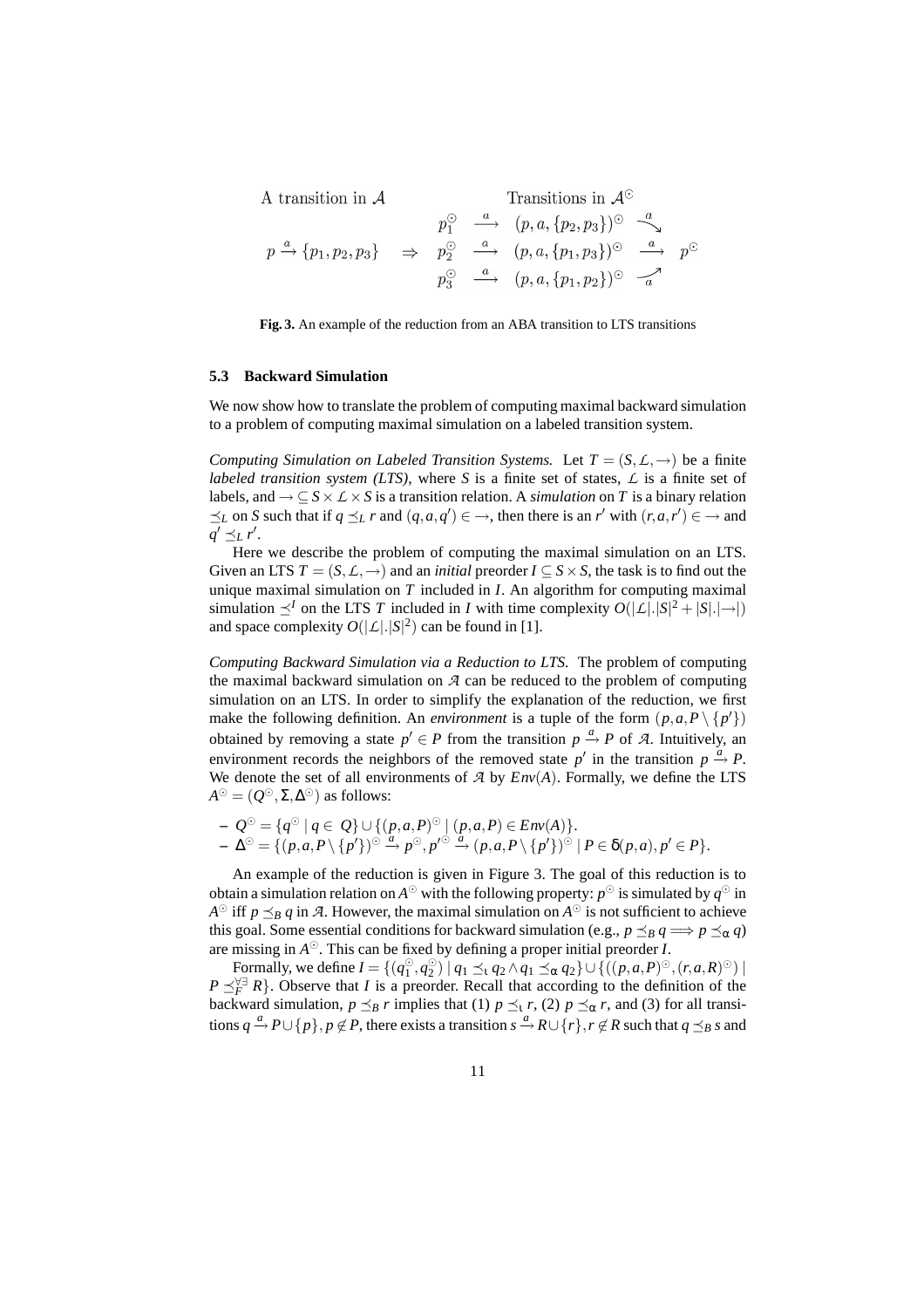| A transition in $\mathcal{A}$ | | Transitions in $\mathcal{A}^{\odot}$ |
|---|---|---|
| | | $p_1^{\odot} \xrightarrow{a} (p, a, \{p_2, p_3\})^{\odot} \xrightarrow{a}$ |
| $p \xrightarrow{a} \{p_1, p_2, p_3\}$ | $\Rightarrow$ | $p_2^{\odot} \xrightarrow{a} (p, a, \{p_1, p_3\})^{\odot} \xrightarrow{a} p^{\odot}$ |
| | | $p_3^{\odot} \xrightarrow{a} (p, a, \{p_1, p_2\})^{\odot} \xrightarrow{a}$ |

**Fig. 3.** An example of the reduction from an ABA transition to LTS transitions

### 5.3 Backward Simulation

We now show how to translate the problem of computing maximal backward simulation to a problem of computing maximal simulation on a labeled transition system.

*Computing Simulation on Labeled Transition Systems.* Let $T = (S, \mathcal{L}, \rightarrow)$ be a finite *labeled transition system (LTS)*, where $S$ is a finite set of states, $\mathcal{L}$ is a finite set of labels, and $\rightarrow \subseteq S \times \mathcal{L} \times S$ is a transition relation. A *simulation* on $T$ is a binary relation $\preceq_L$ on $S$ such that if $q \preceq_L r$ and $(q, a, q') \in \rightarrow$, then there is an $r'$ with $(r, a, r') \in \rightarrow$ and $q' \preceq_L r'$.

Here we describe the problem of computing the maximal simulation on an LTS. Given an LTS $T = (S, \mathcal{L}, \rightarrow)$ and an *initial* preorder $I \subseteq S \times S$, the task is to find out the unique maximal simulation on $T$ included in $I$. An algorithm for computing maximal simulation $\preceq^I$ on the LTS $T$ included in $I$ with time complexity $O(|\mathcal{L}|.|S|^2 + |S|.|\rightarrow|)$ and space complexity $O(|\mathcal{L}|.|S|^2)$ can be found in [1].

*Computing Backward Simulation via a Reduction to LTS.* The problem of computing the maximal backward simulation on $\mathcal{A}$ can be reduced to the problem of computing simulation on an LTS. In order to simplify the explanation of the reduction, we first make the following definition. An *environment* is a tuple of the form $(p, a, P \setminus \{p'\})$ obtained by removing a state $p' \in P$ from the transition $p \xrightarrow{a} P$ of $\mathcal{A}$. Intuitively, an environment records the neighbors of the removed state $p'$ in the transition $p \xrightarrow{a} P$. We denote the set of all environments of $\mathcal{A}$ by $Env(A)$. Formally, we define the LTS $A^{\odot} = (Q^{\odot}, \Sigma, \Delta^{\odot})$ as follows:

- $Q^{\odot} = \{q^{\odot} \mid q \in Q\} \cup \{(p, a, P)^{\odot} \mid (p, a, P) \in Env(A)\}$.
- $\Delta^{\odot} = \{(p, a, P \setminus \{p'\})^{\odot} \xrightarrow{a} p^{\odot}, p'^{\odot} \xrightarrow{a} (p, a, P \setminus \{p'\})^{\odot} \mid P \in \delta(p, a), p' \in P\}$.

An example of the reduction is given in Figure 3. The goal of this reduction is to obtain a simulation relation on $A^{\odot}$ with the following property: $p^{\odot}$ is simulated by $q^{\odot}$ in $A^{\odot}$ iff $p \preceq_B q$ in $\mathcal{A}$. However, the maximal simulation on $A^{\odot}$ is not sufficient to achieve this goal. Some essential conditions for backward simulation (e.g., $p \preceq_B q \Longrightarrow p \preceq_\alpha q$) are missing in $A^{\odot}$. This can be fixed by defining a proper initial preorder $I$.

Formally, we define $I = \{(q_1^{\odot}, q_2^{\odot}) \mid q_1 \preceq_\iota q_2 \wedge q_1 \preceq_\alpha q_2\} \cup \{((p, a, P)^{\odot}, (r, a, R)^{\odot}) \mid P \preceq_F^{\forall\exists} R\}$. Observe that $I$ is a preorder. Recall that according to the definition of the backward simulation, $p \preceq_B r$ implies that (1) $p \preceq_\iota r$, (2) $p \preceq_\alpha r$, and (3) for all transitions $q \xrightarrow{a} P \cup \{p\}, p \notin P$, there exists a transition $s \xrightarrow{a} R \cup \{r\}, r \notin R$ such that $q \preceq_B s$ and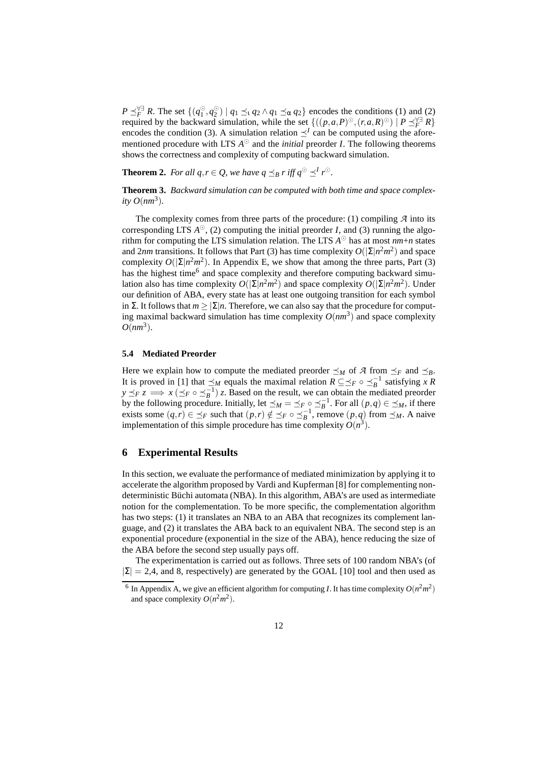$P \preceq_F^{\forall\exists} R$. The set $\{(q_1^{\odot}, q_2^{\odot}) \mid q_1 \preceq_\iota q_2 \wedge q_1 \preceq_\alpha q_2\}$ encodes the conditions (1) and (2) required by the backward simulation, while the set $\{((p,a,P)^{\odot},(r,a,R)^{\odot}) \mid P \preceq_F^{\forall\exists} R\}$ encodes the condition (3). A simulation relation $\preceq^I$ can be computed using the aforementioned procedure with LTS $A^{\odot}$ and the *initial* preorder $I$. The following theorems shows the correctness and complexity of computing backward simulation.

**Theorem 2.** *For all $q,r \in Q$, we have $q \preceq_B r$ iff $q^{\odot} \preceq^I r^{\odot}$.*

**Theorem 3.** *Backward simulation can be computed with both time and space complexity $O(nm^3)$.*

The complexity comes from three parts of the procedure: (1) compiling $\mathcal{A}$ into its corresponding LTS $A^{\odot}$, (2) computing the initial preorder $I$, and (3) running the algorithm for computing the LTS simulation relation. The LTS $A^{\odot}$ has at most $nm$+$n$ states and $2nm$ transitions. It follows that Part (3) has time complexity $O(|\Sigma|n^2m^2)$ and space complexity $O(|\Sigma|n^2m^2)$. In Appendix E, we show that among the three parts, Part (3) has the highest time[6] and space complexity and therefore computing backward simulation also has time complexity $O(|\Sigma|n^2m^2)$ and space complexity $O(|\Sigma|n^2m^2)$. Under our definition of ABA, every state has at least one outgoing transition for each symbol in $\Sigma$. It follows that $m \geq |\Sigma|n$. Therefore, we can also say that the procedure for computing maximal backward simulation has time complexity $O(nm^3)$ and space complexity $O(nm^3)$.

### 5.4 Mediated Preorder

Here we explain how to compute the mediated preorder $\preceq_M$ of $\mathcal{A}$ from $\preceq_F$ and $\preceq_B$. It is proved in [1] that $\preceq_M$ equals the maximal relation $R \subseteq \preceq_F \circ \preceq_B^{-1}$ satisfying $x\, R\, y \preceq_F z \implies x\, (\preceq_F \circ \preceq_B^{-1})\, z$. Based on the result, we can obtain the mediated preorder by the following procedure. Initially, let $\preceq_M = \preceq_F \circ \preceq_B^{-1}$. For all $(p,q) \in \preceq_M$, if there exists some $(q,r) \in \preceq_F$ such that $(p,r) \notin \preceq_F \circ \preceq_B^{-1}$, remove $(p,q)$ from $\preceq_M$. A naive implementation of this simple procedure has time complexity $O(n^3)$.

## 6 Experimental Results

In this section, we evaluate the performance of mediated minimization by applying it to accelerate the algorithm proposed by Vardi and Kupferman [8] for complementing nondeterministic Büchi automata (NBA). In this algorithm, ABA's are used as intermediate notion for the complementation. To be more specific, the complementation algorithm has two steps: (1) it translates an NBA to an ABA that recognizes its complement language, and (2) it translates the ABA back to an equivalent NBA. The second step is an exponential procedure (exponential in the size of the ABA), hence reducing the size of the ABA before the second step usually pays off.

The experimentation is carried out as follows. Three sets of 100 random NBA's (of $|\Sigma| = 2,4$, and 8, respectively) are generated by the GOAL [10] tool and then used as

[6] In Appendix A, we give an efficient algorithm for computing $I$. It has time complexity $O(n^2m^2)$ and space complexity $O(n^2m^2)$.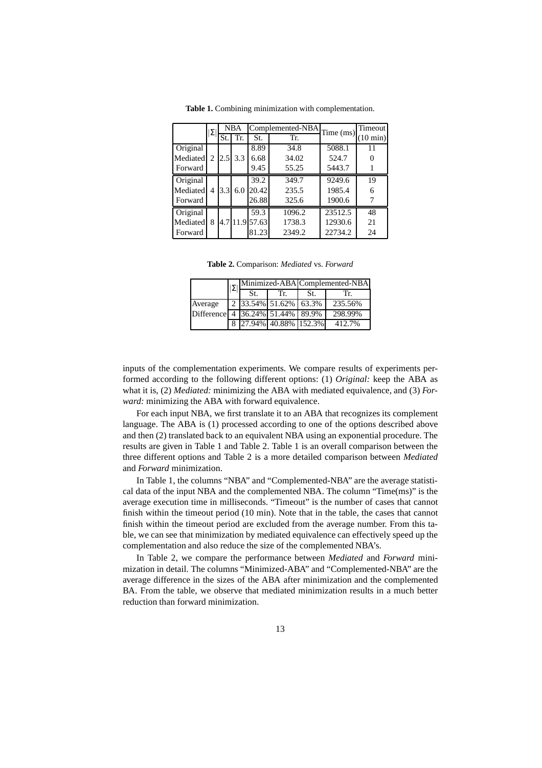**Table 1.** Combining minimization with complementation.

| | $\|\Sigma\|$ | NBA | | Complemented-NBA | | Time (ms) | Timeout |
|---|---|---|---|---|---|---|---|
| | | St. | Tr. | St. | Tr. | | (10 min) |
| Original | 2 | 2.5 | 3.3 | 8.89 | 34.8 | 5088.1 | 11 |
| Mediated | | | | 6.68 | 34.02 | 524.7 | 0 |
| Forward | | | | 9.45 | 55.25 | 5443.7 | 1 |
| Original | 4 | 3.3 | 6.0 | 39.2 | 349.7 | 9249.6 | 19 |
| Mediated | | | | 20.42 | 235.5 | 1985.4 | 6 |
| Forward | | | | 26.88 | 325.6 | 1900.6 | 7 |
| Original | 8 | 4.7 | 11.9 | 59.3 | 1096.2 | 23512.5 | 48 |
| Mediated | | | | 57.63 | 1738.3 | 12930.6 | 21 |
| Forward | | | | 81.23 | 2349.2 | 22734.2 | 24 |

**Table 2.** Comparison: *Mediated* vs. *Forward*

| | $\|\Sigma\|$ | Minimized-ABA | | Complemented-NBA | |
|---|---|---|---|---|---|
| | | St. | Tr. | St. | Tr. |
| Average | 2 | 33.54% | 51.62% | 63.3% | 235.56% |
| Difference | 4 | 36.24% | 51.44% | 89.9% | 298.99% |
| | 8 | 27.94% | 40.88% | 152.3% | 412.7% |

inputs of the complementation experiments. We compare results of experiments performed according to the following different options: (1) *Original:* keep the ABA as what it is, (2) *Mediated:* minimizing the ABA with mediated equivalence, and (3) *Forward:* minimizing the ABA with forward equivalence.

For each input NBA, we first translate it to an ABA that recognizes its complement language. The ABA is (1) processed according to one of the options described above and then (2) translated back to an equivalent NBA using an exponential procedure. The results are given in Table 1 and Table 2. Table 1 is an overall comparison between the three different options and Table 2 is a more detailed comparison between *Mediated* and *Forward* minimization.

In Table 1, the columns "NBA" and "Complemented-NBA" are the average statistical data of the input NBA and the complemented NBA. The column "Time(ms)" is the average execution time in milliseconds. "Timeout" is the number of cases that cannot finish within the timeout period (10 min). Note that in the table, the cases that cannot finish within the timeout period are excluded from the average number. From this table, we can see that minimization by mediated equivalence can effectively speed up the complementation and also reduce the size of the complemented NBA's.

In Table 2, we compare the performance between *Mediated* and *Forward* minimization in detail. The columns "Minimized-ABA" and "Complemented-NBA" are the average difference in the sizes of the ABA after minimization and the complemented BA. From the table, we observe that mediated minimization results in a much better reduction than forward minimization.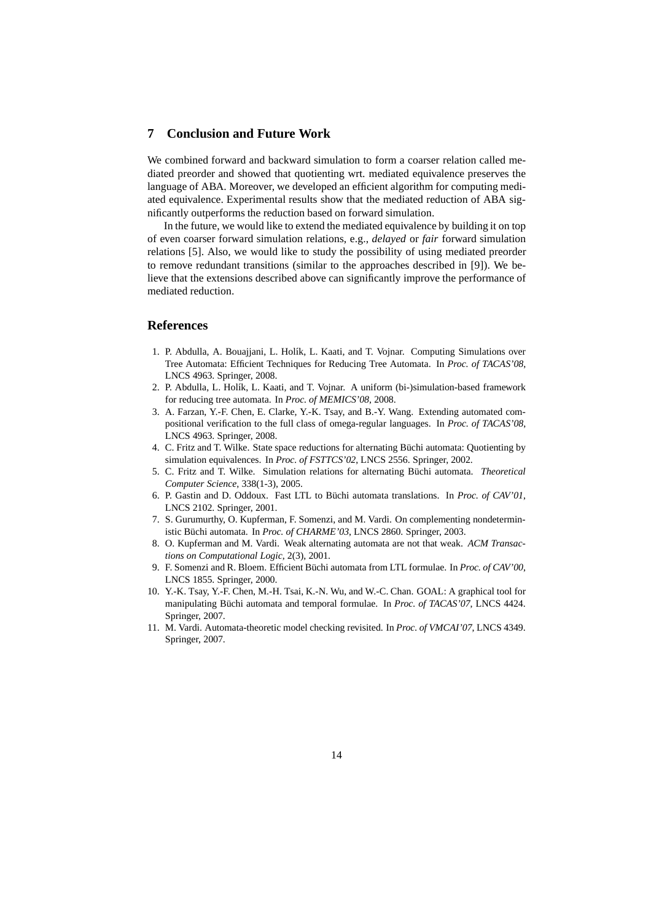## 7 Conclusion and Future Work

We combined forward and backward simulation to form a coarser relation called mediated preorder and showed that quotienting wrt. mediated equivalence preserves the language of ABA. Moreover, we developed an efficient algorithm for computing mediated equivalence. Experimental results show that the mediated reduction of ABA significantly outperforms the reduction based on forward simulation.

In the future, we would like to extend the mediated equivalence by building it on top of even coarser forward simulation relations, e.g., *delayed* or *fair* forward simulation relations [5]. Also, we would like to study the possibility of using mediated preorder to remove redundant transitions (similar to the approaches described in [9]). We believe that the extensions described above can significantly improve the performance of mediated reduction.

## References

1. P. Abdulla, A. Bouajjani, L. Holík, L. Kaati, and T. Vojnar. Computing Simulations over Tree Automata: Efficient Techniques for Reducing Tree Automata. In *Proc. of TACAS'08*, LNCS 4963. Springer, 2008.
2. P. Abdulla, L. Holík, L. Kaati, and T. Vojnar. A uniform (bi-)simulation-based framework for reducing tree automata. In *Proc. of MEMICS'08*, 2008.
3. A. Farzan, Y.-F. Chen, E. Clarke, Y.-K. Tsay, and B.-Y. Wang. Extending automated compositional verification to the full class of omega-regular languages. In *Proc. of TACAS'08*, LNCS 4963. Springer, 2008.
4. C. Fritz and T. Wilke. State space reductions for alternating Büchi automata: Quotienting by simulation equivalences. In *Proc. of FSTTCS'02*, LNCS 2556. Springer, 2002.
5. C. Fritz and T. Wilke. Simulation relations for alternating Büchi automata. *Theoretical Computer Science*, 338(1-3), 2005.
6. P. Gastin and D. Oddoux. Fast LTL to Büchi automata translations. In *Proc. of CAV'01*, LNCS 2102. Springer, 2001.
7. S. Gurumurthy, O. Kupferman, F. Somenzi, and M. Vardi. On complementing nondeterministic Büchi automata. In *Proc. of CHARME'03*, LNCS 2860. Springer, 2003.
8. O. Kupferman and M. Vardi. Weak alternating automata are not that weak. *ACM Transactions on Computational Logic*, 2(3), 2001.
9. F. Somenzi and R. Bloem. Efficient Büchi automata from LTL formulae. In *Proc. of CAV'00*, LNCS 1855. Springer, 2000.
10. Y.-K. Tsay, Y.-F. Chen, M.-H. Tsai, K.-N. Wu, and W.-C. Chan. GOAL: A graphical tool for manipulating Büchi automata and temporal formulae. In *Proc. of TACAS'07*, LNCS 4424. Springer, 2007.
11. M. Vardi. Automata-theoretic model checking revisited. In *Proc. of VMCAI'07*, LNCS 4349. Springer, 2007.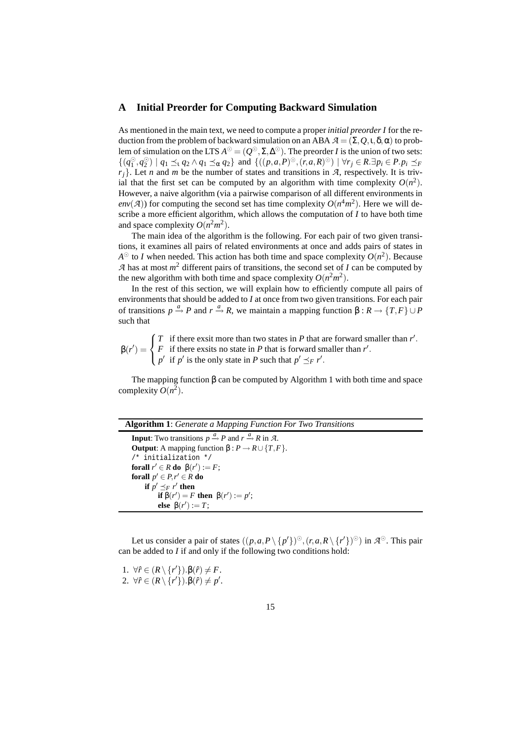## A Initial Preorder for Computing Backward Simulation

As mentioned in the main text, we need to compute a proper *initial preorder* $I$ for the reduction from the problem of backward simulation on an ABA $\mathcal{A} = (\Sigma, Q, \iota, \delta, \alpha)$ to problem of simulation on the LTS $A^{\odot} = (Q^{\odot}, \Sigma, \Delta^{\odot})$. The preorder $I$ is the union of two sets: $\{(q_1^{\odot}, q_2^{\odot}) \mid q_1 \preceq_\iota q_2 \wedge q_1 \preceq_\alpha q_2\}$ and $\{((p,a,P)^{\odot}, (r,a,R)^{\odot}) \mid \forall r_j \in R. \exists p_i \in P. p_i \preceq_F r_j\}$. Let $n$ and $m$ be the number of states and transitions in $\mathcal{A}$, respectively. It is trivial that the first set can be computed by an algorithm with time complexity $O(n^2)$. However, a naive algorithm (via a pairwise comparison of all different environments in $env(\mathcal{A})$) for computing the second set has time complexity $O(n^4m^2)$. Here we will describe a more efficient algorithm, which allows the computation of $I$ to have both time and space complexity $O(n^2m^2)$.

The main idea of the algorithm is the following. For each pair of two given transitions, it examines all pairs of related environments at once and adds pairs of states in $A^{\odot}$ to $I$ when needed. This action has both time and space complexity $O(n^2)$. Because $\mathcal{A}$ has at most $m^2$ different pairs of transitions, the second set of $I$ can be computed by the new algorithm with both time and space complexity $O(n^2m^2)$.

In the rest of this section, we will explain how to efficiently compute all pairs of environments that should be added to $I$ at once from two given transitions. For each pair of transitions $p \xrightarrow{a} P$ and $r \xrightarrow{a} R$, we maintain a mapping function $\beta : R \rightarrow \{T, F\} \cup P$ such that

$$\beta(r') = \begin{cases} T & \text{if there exsit more than two states in } P \text{ that are forward smaller than } r'. \\ F & \text{if there exsits no state in } P \text{ that is forward smaller than } r'. \\ p' & \text{if } p' \text{ is the only state in } P \text{ such that } p' \preceq_F r'. \end{cases}$$

The mapping function $\beta$ can be computed by Algorithm 1 with both time and space complexity $O(n^2)$.

---

**Algorithm 1**: *Generate a Mapping Function For Two Transitions*

---

**Input**: Two transitions $p \xrightarrow{a} P$ and $r \xrightarrow{a} R$ in $\mathcal{A}$.
**Output**: A mapping function $\beta : P \rightarrow R \cup \{T, F\}$.
```
/* initialization */
```
**forall** $r' \in R$ **do** $\beta(r') := F$;
**forall** $p' \in P, r' \in R$ **do**
  **if** $p' \preceq_F r'$ **then**
    **if** $\beta(r') = F$ **then** $\beta(r') := p'$;
    **else** $\beta(r') := T$;

---

Let us consider a pair of states $((p, a, P \setminus \{p'\})^{\odot}, (r, a, R \setminus \{r'\})^{\odot})$ in $\mathcal{A}^{\odot}$. This pair can be added to $I$ if and only if the following two conditions hold:

1. $\forall \hat{r} \in (R \setminus \{r'\}). \beta(\hat{r}) \neq F$.
2. $\forall \hat{r} \in (R \setminus \{r'\}). \beta(\hat{r}) \neq p'$.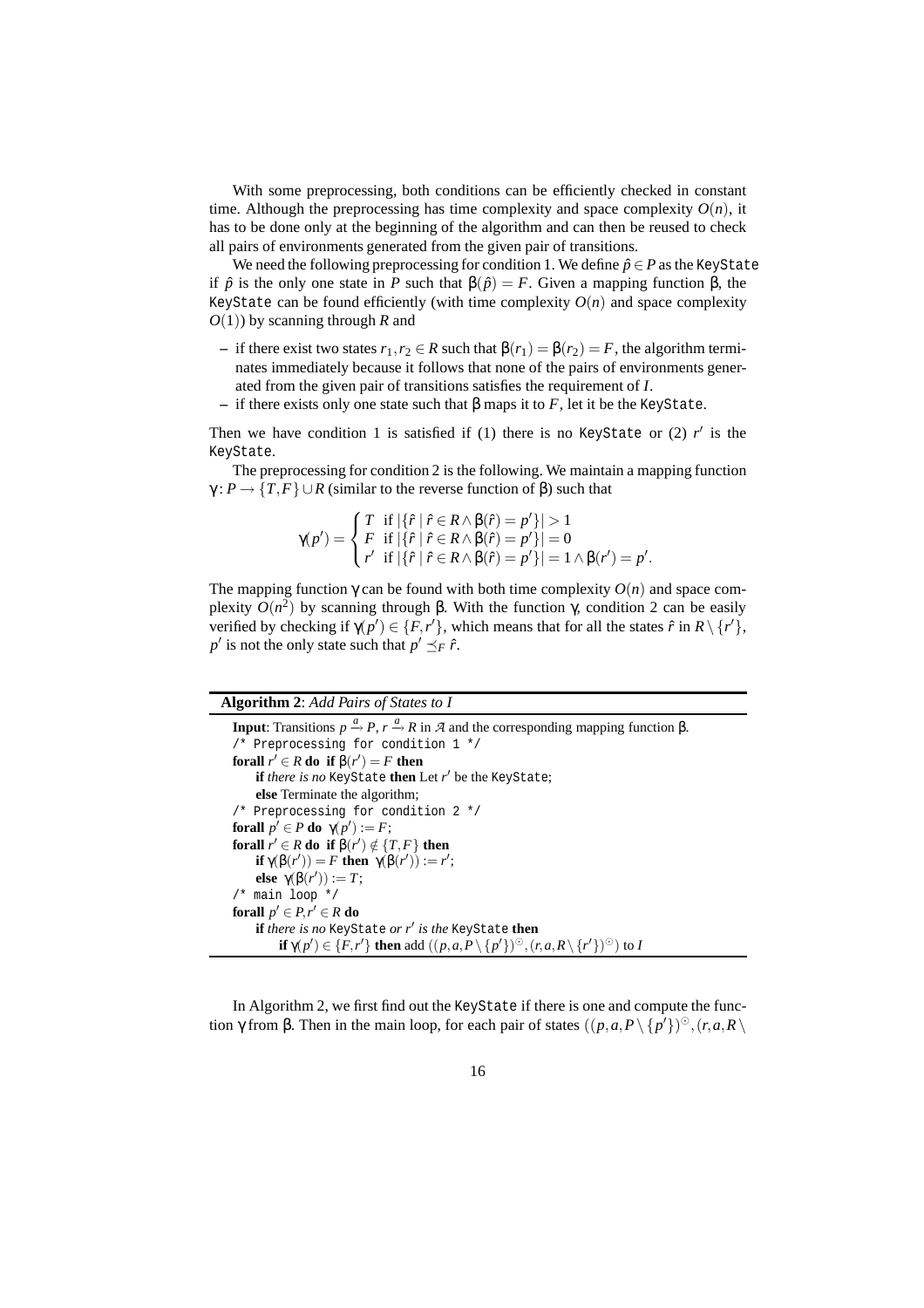With some preprocessing, both conditions can be efficiently checked in constant time. Although the preprocessing has time complexity and space complexity $O(n)$, it has to be done only at the beginning of the algorithm and can then be reused to check all pairs of environments generated from the given pair of transitions.

We need the following preprocessing for condition 1. We define $\hat{p} \in P$ as the `KeyState` if $\hat{p}$ is the only one state in $P$ such that $\beta(\hat{p}) = F$. Given a mapping function $\beta$, the `KeyState` can be found efficiently (with time complexity $O(n)$ and space complexity $O(1)$) by scanning through $R$ and

- if there exist two states $r_1, r_2 \in R$ such that $\beta(r_1) = \beta(r_2) = F$, the algorithm terminates immediately because it follows that none of the pairs of environments generated from the given pair of transitions satisfies the requirement of $I$.
- if there exists only one state such that $\beta$ maps it to $F$, let it be the `KeyState`.

Then we have condition 1 is satisfied if (1) there is no `KeyState` or (2) $r'$ is the `KeyState`.

The preprocessing for condition 2 is the following. We maintain a mapping function $\gamma : P \to \{T, F\} \cup R$ (similar to the reverse function of $\beta$) such that

$$\gamma(p') = \begin{cases} T & \text{if } |\{\hat{r} \mid \hat{r} \in R \wedge \beta(\hat{r}) = p'\}| > 1 \\ F & \text{if } |\{\hat{r} \mid \hat{r} \in R \wedge \beta(\hat{r}) = p'\}| = 0 \\ r' & \text{if } |\{\hat{r} \mid \hat{r} \in R \wedge \beta(\hat{r}) = p'\}| = 1 \wedge \beta(r') = p'. \end{cases}$$

The mapping function $\gamma$ can be found with both time complexity $O(n)$ and space complexity $O(n^2)$ by scanning through $\beta$. With the function $\gamma$, condition 2 can be easily verified by checking if $\gamma(p') \in \{F, r'\}$, which means that for all the states $\hat{r}$ in $R \setminus \{r'\}$, $p'$ is not the only state such that $p' \preceq_F \hat{r}$.

---

**Algorithm 2**: *Add Pairs of States to I*

**Input**: Transitions $p \xrightarrow{a} P$, $r \xrightarrow{a} R$ in $\mathcal{A}$ and the corresponding mapping function $\beta$.
/* Preprocessing for condition 1 */
**forall** $r' \in R$ **do** **if** $\beta(r') = F$ **then**
  **if** *there is no* `KeyState` **then** Let $r'$ be the `KeyState`;
  **else** Terminate the algorithm;
/* Preprocessing for condition 2 */
**forall** $p' \in P$ **do** $\gamma(p') := F$;
**forall** $r' \in R$ **do** **if** $\beta(r') \notin \{T, F\}$ **then**
  **if** $\gamma(\beta(r')) = F$ **then** $\gamma(\beta(r')) := r'$;
  **else** $\gamma(\beta(r')) := T$;
/* main loop */
**forall** $p' \in P, r' \in R$ **do**
  **if** *there is no* `KeyState` *or* $r'$ *is the* `KeyState` **then**
    **if** $\gamma(p') \in \{F, r'\}$ **then** add $((p, a, P \setminus \{p'\})^{\odot}, (r, a, R \setminus \{r'\})^{\odot})$ to $I$

---

In Algorithm 2, we first find out the `KeyState` if there is one and compute the function $\gamma$ from $\beta$. Then in the main loop, for each pair of states $((p, a, P \setminus \{p'\})^{\odot}, (r, a, R \setminus$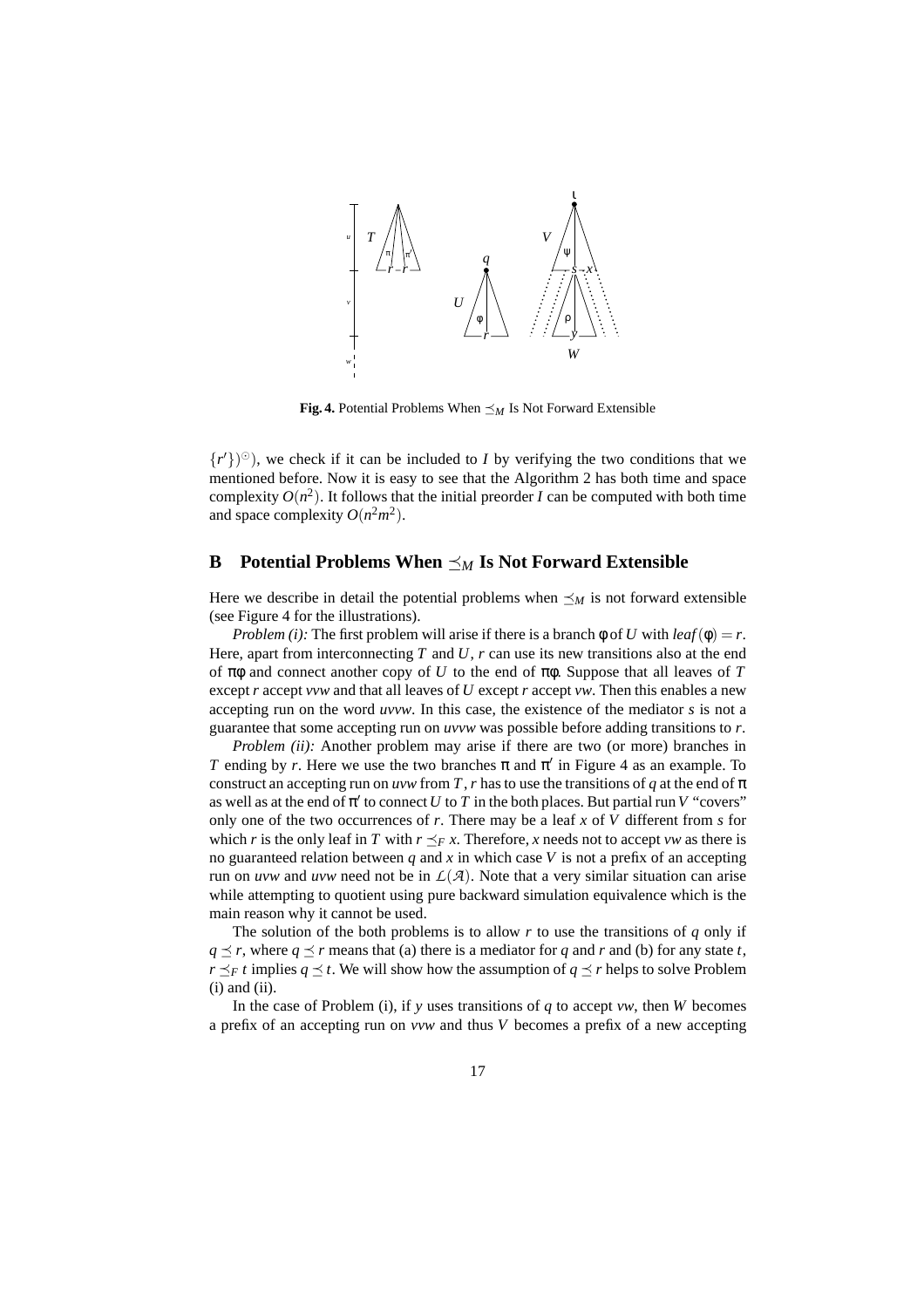**Fig. 4.** Potential Problems When $\preceq_M$ Is Not Forward Extensible

$\{r'\})^{\odot}$), we check if it can be included to $I$ by verifying the two conditions that we mentioned before. Now it is easy to see that the Algorithm 2 has both time and space complexity $O(n^2)$. It follows that the initial preorder $I$ can be computed with both time and space complexity $O(n^2m^2)$.

## B Potential Problems When $\preceq_M$ Is Not Forward Extensible

Here we describe in detail the potential problems when $\preceq_M$ is not forward extensible (see Figure 4 for the illustrations).

*Problem (i):* The first problem will arise if there is a branch $\phi$ of $U$ with $leaf(\phi) = r$. Here, apart from interconnecting $T$ and $U$, $r$ can use its new transitions also at the end of $\pi\phi$ and connect another copy of $U$ to the end of $\pi\phi$. Suppose that all leaves of $T$ except $r$ accept $vvw$ and that all leaves of $U$ except $r$ accept $vw$. Then this enables a new accepting run on the word $uvvw$. In this case, the existence of the mediator $s$ is not a guarantee that some accepting run on $uvvw$ was possible before adding transitions to $r$.

*Problem (ii):* Another problem may arise if there are two (or more) branches in $T$ ending by $r$. Here we use the two branches $\pi$ and $\pi'$ in Figure 4 as an example. To construct an accepting run on $uvw$ from $T$, $r$ has to use the transitions of $q$ at the end of $\pi$ as well as at the end of $\pi'$ to connect $U$ to $T$ in the both places. But partial run $V$ "covers" only one of the two occurrences of $r$. There may be a leaf $x$ of $V$ different from $s$ for which $r$ is the only leaf in $T$ with $r \preceq_F x$. Therefore, $x$ needs not to accept $vw$ as there is no guaranteed relation between $q$ and $x$ in which case $V$ is not a prefix of an accepting run on $uvw$ and $uvw$ need not be in $\mathcal{L}(\mathcal{A})$. Note that a very similar situation can arise while attempting to quotient using pure backward simulation equivalence which is the main reason why it cannot be used.

The solution of the both problems is to allow $r$ to use the transitions of $q$ only if $q \preceq r$, where $q \preceq r$ means that (a) there is a mediator for $q$ and $r$ and (b) for any state $t$, $r \preceq_F t$ implies $q \preceq t$. We will show how the assumption of $q \preceq r$ helps to solve Problem (i) and (ii).

In the case of Problem (i), if $y$ uses transitions of $q$ to accept $vw$, then $W$ becomes a prefix of an accepting run on $vvw$ and thus $V$ becomes a prefix of a new accepting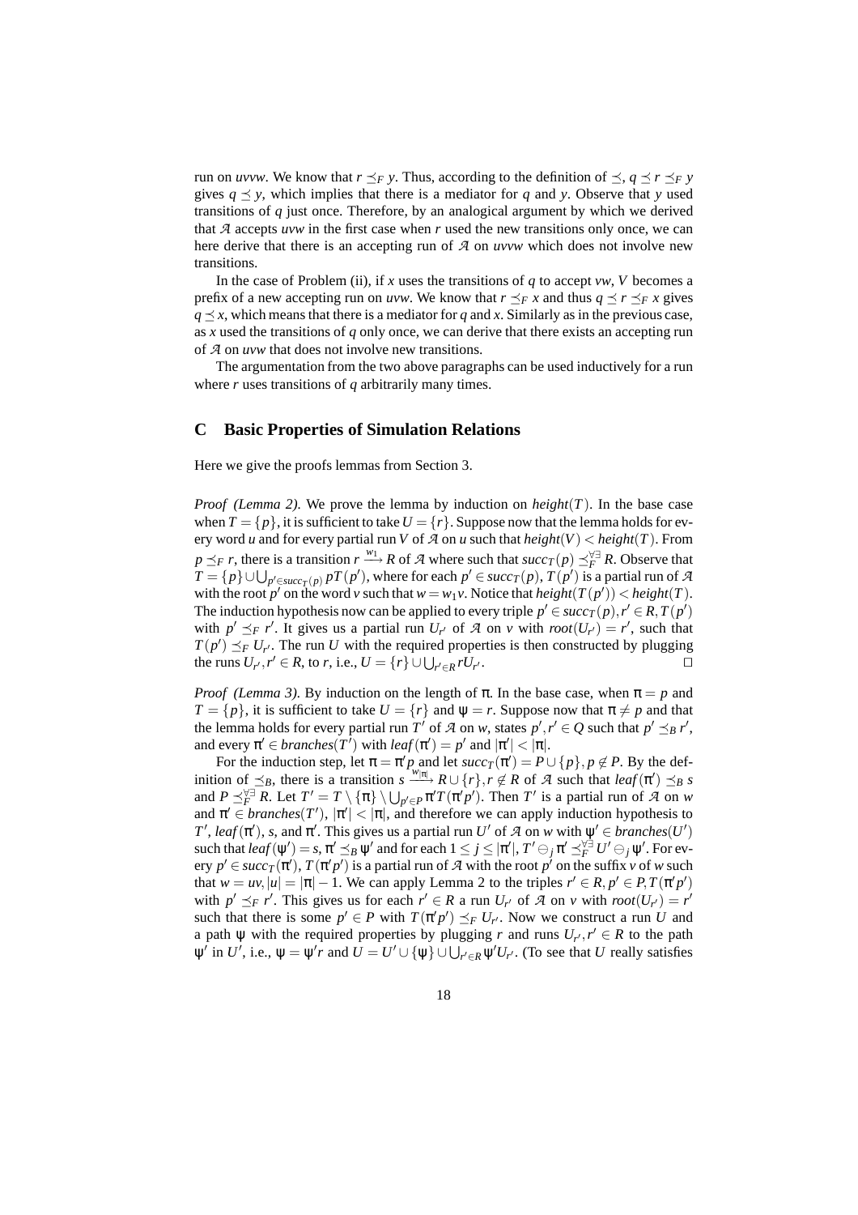run on *uvvw*. We know that $r \preceq_F y$. Thus, according to the definition of $\preceq$, $q \preceq r \preceq_F y$ gives $q \preceq y$, which implies that there is a mediator for $q$ and $y$. Observe that $y$ used transitions of $q$ just once. Therefore, by an analogical argument by which we derived that $\mathcal{A}$ accepts *uvw* in the first case when $r$ used the new transitions only once, we can here derive that there is an accepting run of $\mathcal{A}$ on *uvvw* which does not involve new transitions.

In the case of Problem (ii), if $x$ uses the transitions of $q$ to accept *vw*, $V$ becomes a prefix of a new accepting run on *uvw*. We know that $r \preceq_F x$ and thus $q \preceq r \preceq_F x$ gives $q \preceq x$, which means that there is a mediator for $q$ and $x$. Similarly as in the previous case, as $x$ used the transitions of $q$ only once, we can derive that there exists an accepting run of $\mathcal{A}$ on *uvw* that does not involve new transitions.

The argumentation from the two above paragraphs can be used inductively for a run where $r$ uses transitions of $q$ arbitrarily many times.

## C Basic Properties of Simulation Relations

Here we give the proofs lemmas from Section 3.

*Proof (Lemma 2).* We prove the lemma by induction on $height(T)$. In the base case when $T = \{p\}$, it is sufficient to take $U = \{r\}$. Suppose now that the lemma holds for every word $u$ and for every partial run $V$ of $\mathcal{A}$ on $u$ such that $height(V) < height(T)$. From $p \preceq_F r$, there is a transition $r \xrightarrow{w_1} R$ of $\mathcal{A}$ where such that $succ_T(p) \preceq_F^{\forall\exists} R$. Observe that $T = \{p\} \cup \bigcup_{p' \in succ_T(p)} pT(p')$, where for each $p' \in succ_T(p)$, $T(p')$ is a partial run of $\mathcal{A}$ with the root $p'$ on the word $v$ such that $w = w_1 v$. Notice that $height(T(p')) < height(T)$. The induction hypothesis now can be applied to every triple $p' \in succ_T(p), r' \in R, T(p')$ with $p' \preceq_F r'$. It gives us a partial run $U_{r'}$ of $\mathcal{A}$ on $v$ with $root(U_{r'}) = r'$, such that $T(p') \preceq_F U_{r'}$. The run $U$ with the required properties is then constructed by plugging the runs $U_{r'}, r' \in R$, to $r$, i.e., $U = \{r\} \cup \bigcup_{r' \in R} rU_{r'}$. $\square$

*Proof (Lemma 3).* By induction on the length of $\pi$. In the base case, when $\pi = p$ and $T = \{p\}$, it is sufficient to take $U = \{r\}$ and $\psi = r$. Suppose now that $\pi \neq p$ and that the lemma holds for every partial run $T'$ of $\mathcal{A}$ on $w$, states $p', r' \in Q$ such that $p' \preceq_B r'$, and every $\pi' \in branches(T')$ with $leaf(\pi') = p'$ and $|\pi'| < |\pi|$.

For the induction step, let $\pi = \pi' p$ and let $succ_T(\pi') = P \cup \{p\}, p \notin P$. By the definition of $\preceq_B$, there is a transition $s \xrightarrow{w_{|\pi|}} R \cup \{r\}, r \notin R$ of $\mathcal{A}$ such that $leaf(\pi') \preceq_B s$ and $P \preceq_F^{\forall\exists} R$. Let $T' = T \setminus \{\pi\} \setminus \bigcup_{p' \in P} \pi' T(\pi' p')$. Then $T'$ is a partial run of $\mathcal{A}$ on $w$ and $\pi' \in branches(T')$, $|\pi'| < |\pi|$, and therefore we can apply induction hypothesis to $T'$, $leaf(\pi')$, $s$, and $\pi'$. This gives us a partial run $U'$ of $\mathcal{A}$ on $w$ with $\psi' \in branches(U')$ such that $leaf(\psi') = s$, $\pi' \preceq_B \psi'$ and for each $1 \leq j \leq |\pi'|$, $T' \ominus_j \pi' \preceq_F^{\forall\exists} U' \ominus_j \psi'$. For every $p' \in succ_T(\pi')$, $T(\pi' p')$ is a partial run of $\mathcal{A}$ with the root $p'$ on the suffix $v$ of $w$ such that $w = uv, |u| = |\pi| - 1$. We can apply Lemma 2 to the triples $r' \in R, p' \in P, T(\pi' p')$ with $p' \preceq_F r'$. This gives us for each $r' \in R$ a run $U_{r'}$ of $\mathcal{A}$ on $v$ with $root(U_{r'}) = r'$ such that there is some $p' \in P$ with $T(\pi' p') \preceq_F U_{r'}$. Now we construct a run $U$ and a path $\psi$ with the required properties by plugging $r$ and runs $U_{r'}, r' \in R$ to the path $\psi'$ in $U'$, i.e., $\psi = \psi' r$ and $U = U' \cup \{\psi\} \cup \bigcup_{r' \in R} \psi' U_{r'}$. (To see that $U$ really satisfies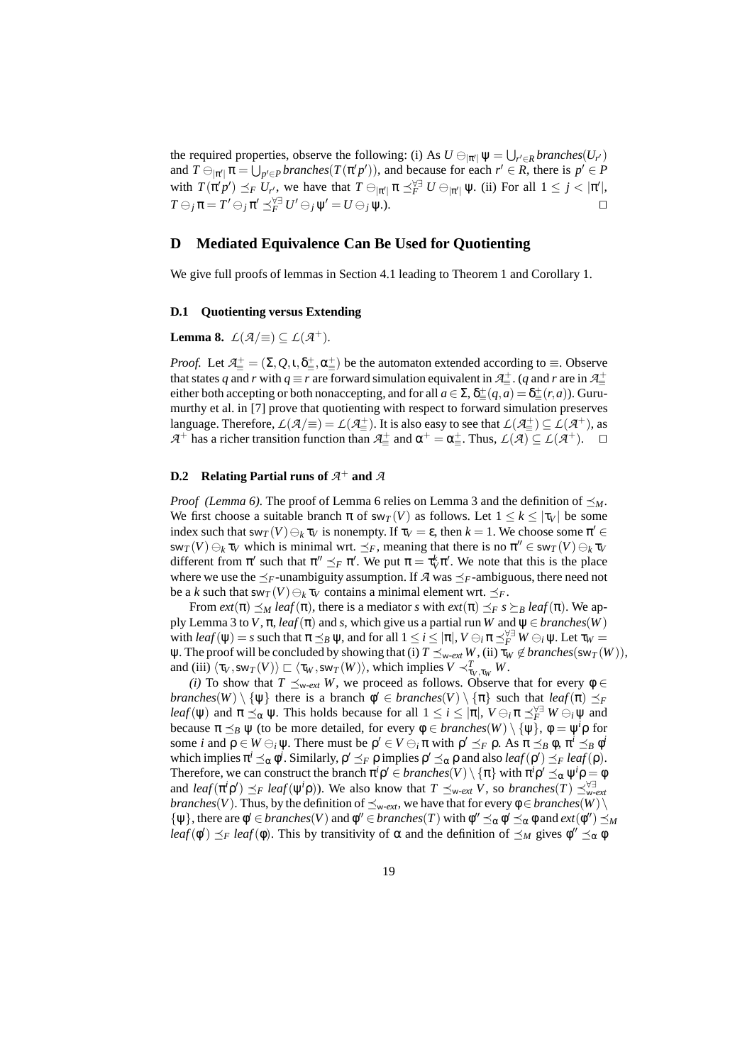the required properties, observe the following: (i) As $U \ominus_{|\pi'|} \psi = \bigcup_{r' \in R} branches(U_{r'})$ and $T \ominus_{|\pi'|} \pi = \bigcup_{p' \in P} branches(T(\pi' p'))$, and because for each $r' \in R$, there is $p' \in P$ with $T(\pi' p') \preceq_F U_{r'}$, we have that $T \ominus_{|\pi'|} \pi \preceq_F^{\forall\exists} U \ominus_{|\pi'|} \psi$. (ii) For all $1 \leq j < |\pi'|$, $T \ominus_j \pi = T' \ominus_j \pi' \preceq_F^{\forall\exists} U' \ominus_j \psi' = U \ominus_j \psi$.). $\square$

## D Mediated Equivalence Can Be Used for Quotienting

We give full proofs of lemmas in Section 4.1 leading to Theorem 1 and Corollary 1.

### D.1 Quotienting versus Extending

**Lemma 8.** $\mathcal{L}(\mathcal{A}/\equiv) \subseteq \mathcal{L}(\mathcal{A}^+)$.

*Proof.* Let $\mathcal{A}^\pm_\equiv = (\Sigma, Q, \iota, \delta^\pm_\equiv, \alpha^\pm_\equiv)$ be the automaton extended according to $\equiv$. Observe that states $q$ and $r$ with $q \equiv r$ are forward simulation equivalent in $\mathcal{A}^\pm_\equiv$. ($q$ and $r$ are in $\mathcal{A}^\pm_\equiv$ either both accepting or both nonaccepting, and for all $a \in \Sigma$, $\delta^\pm_\equiv(q,a) = \delta^\pm_\equiv(r,a)$). Gurumurthy et al. in [7] prove that quotienting with respect to forward simulation preserves language. Therefore, $\mathcal{L}(\mathcal{A}/\equiv) = \mathcal{L}(\mathcal{A}^\pm_\equiv)$. It is also easy to see that $\mathcal{L}(\mathcal{A}^\pm_\equiv) \subseteq \mathcal{L}(\mathcal{A}^+)$, as $\mathcal{A}^+$ has a richer transition function than $\mathcal{A}^\pm_\equiv$ and $\alpha^+ = \alpha^\pm_\equiv$. Thus, $\mathcal{L}(\mathcal{A}) \subseteq \mathcal{L}(\mathcal{A}^+)$. $\square$

### D.2 Relating Partial runs of $\mathcal{A}^+$ and $\mathcal{A}$

*Proof (Lemma 6).* The proof of Lemma 6 relies on Lemma 3 and the definition of $\preceq_M$. We first choose a suitable branch $\pi$ of $\mathsf{sw}_T(V)$ as follows. Let $1 \leq k \leq |\tau_V|$ be some index such that $\mathsf{sw}_T(V) \ominus_k \tau_V$ is nonempty. If $\tau_V = \varepsilon$, then $k = 1$. We choose some $\pi' \in \mathsf{sw}_T(V) \ominus_k \tau_V$ which is minimal wrt. $\preceq_F$, meaning that there is no $\pi'' \in \mathsf{sw}_T(V) \ominus_k \tau_V$ different from $\pi'$ such that $\pi'' \preceq_F \pi'$. We put $\pi = \tau_V^k \pi'$. We note that this is the place where we use the $\preceq_F$-unambiguity assumption. If $\mathcal{A}$ was $\preceq_F$-ambiguous, there need not be a $k$ such that $\mathsf{sw}_T(V) \ominus_k \tau_V$ contains a minimal element wrt. $\preceq_F$.

From $ext(\pi) \preceq_M leaf(\pi)$, there is a mediator $s$ with $ext(\pi) \preceq_F s \succeq_B leaf(\pi)$. We apply Lemma 3 to $V$, $\pi$, $leaf(\pi)$ and $s$, which give us a partial run $W$ and $\psi \in branches(W)$ with $leaf(\psi) = s$ such that $\pi \preceq_B \psi$, and for all $1 \leq i \leq |\pi|$, $V \ominus_i \pi \preceq_F^{\forall\exists} W \ominus_i \psi$. Let $\tau_W = \psi$. The proof will be concluded by showing that (i) $T \preceq_{\mathsf{w}\text{-}ext} W$, (ii) $\tau_W \notin branches(\mathsf{sw}_T(W))$, and (iii) $\langle \tau_V, \mathsf{sw}_T(V) \rangle \sqsubset \langle \tau_W, \mathsf{sw}_T(W) \rangle$, which implies $V \prec^T_{\tau_V,\tau_W} W$.

*(i)* To show that $T \preceq_{\mathsf{w}\text{-}ext} W$, we proceed as follows. Observe that for every $\phi \in branches(W) \setminus \{\psi\}$ there is a branch $\phi' \in branches(V) \setminus \{\pi\}$ such that $leaf(\pi) \preceq_F leaf(\psi)$ and $\pi \preceq_\alpha \psi$. This holds because for all $1 \leq i \leq |\pi|$, $V \ominus_i \pi \preceq_F^{\forall\exists} W \ominus_i \psi$ and because $\pi \preceq_B \psi$ (to be more detailed, for every $\phi \in branches(W) \setminus \{\psi\}$, $\phi = \psi^i \rho$ for some $i$ and $\rho \in W \ominus_i \psi$. There must be $\rho' \in V \ominus_i \pi$ with $\rho' \preceq_F \rho$. As $\pi \preceq_B \phi$, $\pi^i \preceq_B \phi^i$ which implies $\pi^i \preceq_\alpha \phi^i$. Similarly, $\rho' \preceq_F \rho$ implies $\rho' \preceq_\alpha \rho$ and also $leaf(\rho') \preceq_F leaf(\rho)$. Therefore, we can construct the branch $\pi^i \rho' \in branches(V) \setminus \{\pi\}$ with $\pi^i \rho' \preceq_\alpha \psi^i \rho = \phi$ and $leaf(\pi^i \rho') \preceq_F leaf(\psi^i \rho)$). We also know that $T \preceq_{\mathsf{w}\text{-}ext} V$, so $branches(T) \preceq^{\forall\exists}_{\mathsf{w}\text{-}ext} branches(V)$. Thus, by the definition of $\preceq_{\mathsf{w}\text{-}ext}$, we have that for every $\phi \in branches(W) \setminus \{\psi\}$, there are $\phi' \in branches(V)$ and $\phi'' \in branches(T)$ with $\phi'' \preceq_\alpha \phi' \preceq_\alpha \phi$ and $ext(\phi'') \preceq_M leaf(\phi') \preceq_F leaf(\phi)$. By transitivity of $\alpha$ and the definition of $\preceq_M$ gives $\phi'' \preceq_\alpha \phi$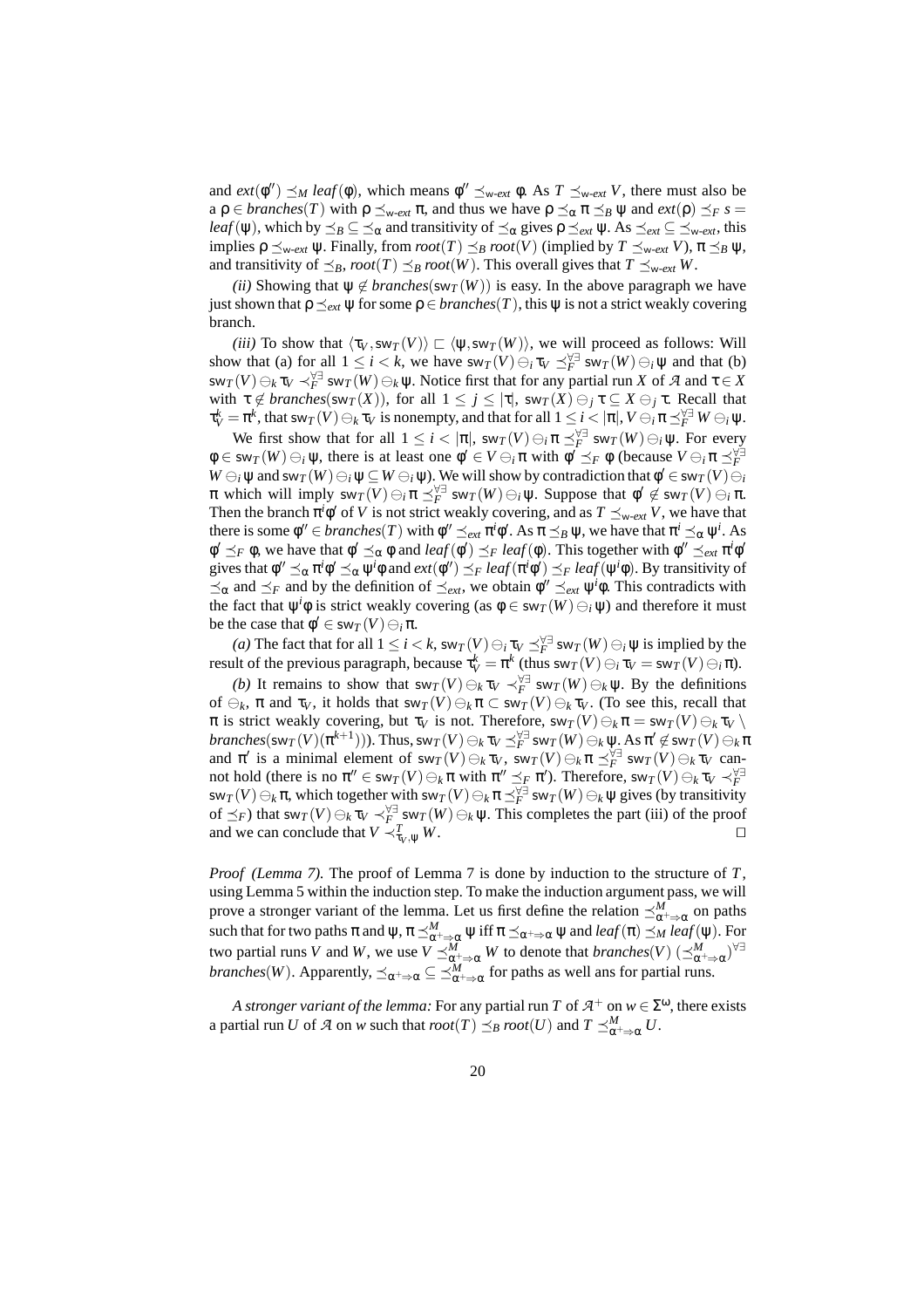and $ext(\phi'') \preceq_M leaf(\phi)$, which means $\phi'' \preceq_{\text{w-}ext} \phi$. As $T \preceq_{\text{w-}ext} V$, there must also be a $\rho \in branches(T)$ with $\rho \preceq_{\text{w-}ext} \pi$, and thus we have $\rho \preceq_\alpha \pi \preceq_B \psi$ and $ext(\rho) \preceq_F s = leaf(\psi)$, which by $\preceq_B \subseteq \preceq_\alpha$ and transitivity of $\preceq_\alpha$ gives $\rho \preceq_{ext} \psi$. As $\preceq_{ext} \subseteq \preceq_{\text{w-}ext}$, this implies $\rho \preceq_{\text{w-}ext} \psi$. Finally, from $root(T) \preceq_B root(V)$ (implied by $T \preceq_{\text{w-}ext} V$), $\pi \preceq_B \psi$, and transitivity of $\preceq_B$, $root(T) \preceq_B root(W)$. This overall gives that $T \preceq_{\text{w-}ext} W$.

*(ii)* Showing that $\psi \notin branches(\mathsf{sw}_T(W))$ is easy. In the above paragraph we have just shown that $\rho \preceq_{ext} \psi$ for some $\rho \in branches(T)$, this $\psi$ is not a strict weakly covering branch.

*(iii)* To show that $\langle \tau_V, \mathsf{sw}_T(V) \rangle \sqsubset \langle \psi, \mathsf{sw}_T(W) \rangle$, we will proceed as follows: Will show that (a) for all $1 \leq i < k$, we have $\mathsf{sw}_T(V) \ominus_i \tau_V \preceq_F^{\forall\exists} \mathsf{sw}_T(W) \ominus_i \psi$ and that (b) $\mathsf{sw}_T(V) \ominus_k \tau_V \prec_F^{\forall\exists} \mathsf{sw}_T(W) \ominus_k \psi$. Notice first that for any partial run $X$ of $\mathcal{A}$ and $\tau \in X$ with $\tau \notin branches(\mathsf{sw}_T(X))$, for all $1 \leq j \leq |\tau|$, $\mathsf{sw}_T(X) \ominus_j \tau \subseteq X \ominus_j \tau$. Recall that $\tau_V^k = \pi^k$, that $\mathsf{sw}_T(V) \ominus_k \tau_V$ is nonempty, and that for all $1 \leq i < |\pi|$, $V \ominus_i \pi \preceq_F^{\forall\exists} W \ominus_i \psi$.

We first show that for all $1 \leq i < |\pi|$, $\mathsf{sw}_T(V) \ominus_i \pi \preceq_F^{\forall\exists} \mathsf{sw}_T(W) \ominus_i \psi$. For every $\phi \in \mathsf{sw}_T(W) \ominus_i \psi$, there is at least one $\phi' \in V \ominus_i \pi$ with $\phi' \preceq_F \phi$ (because $V \ominus_i \pi \preceq_F^{\forall\exists} W \ominus_i \psi$ and $\mathsf{sw}_T(W) \ominus_i \psi \subseteq W \ominus_i \psi$). We will show by contradiction that $\phi' \in \mathsf{sw}_T(V) \ominus_i \pi$ which will imply $\mathsf{sw}_T(V) \ominus_i \pi \preceq_F^{\forall\exists} \mathsf{sw}_T(W) \ominus_i \psi$. Suppose that $\phi' \notin \mathsf{sw}_T(V) \ominus_i \pi$. Then the branch $\pi^i\phi'$ of $V$ is not strict weakly covering, and as $T \preceq_{\text{w-}ext} V$, we have that there is some $\phi'' \in branches(T)$ with $\phi'' \preceq_{ext} \pi^i\phi'$. As $\pi \preceq_B \psi$, we have that $\pi^i \preceq_\alpha \psi^i$. As $\phi' \preceq_F \phi$, we have that $\phi' \preceq_\alpha \phi$ and $leaf(\phi') \preceq_F leaf(\phi)$. This together with $\phi'' \preceq_{ext} \pi^i\phi'$ gives that $\phi'' \preceq_\alpha \pi^i\phi' \preceq_\alpha \psi^i\phi$ and $ext(\phi'') \preceq_F leaf(\pi^i\phi') \preceq_F leaf(\psi^i\phi)$. By transitivity of $\preceq_\alpha$ and $\preceq_F$ and by the definition of $\preceq_{ext}$, we obtain $\phi'' \preceq_{ext} \psi^i\phi$. This contradicts with the fact that $\psi^i\phi$ is strict weakly covering (as $\phi \in \mathsf{sw}_T(W) \ominus_i \psi$) and therefore it must be the case that $\phi' \in \mathsf{sw}_T(V) \ominus_i \pi$.

*(a)* The fact that for all $1 \leq i < k$, $\mathsf{sw}_T(V) \ominus_i \tau_V \preceq_F^{\forall\exists} \mathsf{sw}_T(W) \ominus_i \psi$ is implied by the result of the previous paragraph, because $\tau_V^k = \pi^k$ (thus $\mathsf{sw}_T(V) \ominus_i \tau_V = \mathsf{sw}_T(V) \ominus_i \pi$).

*(b)* It remains to show that $\mathsf{sw}_T(V) \ominus_k \tau_V \prec_F^{\forall\exists} \mathsf{sw}_T(W) \ominus_k \psi$. By the definitions of $\ominus_k$, $\pi$ and $\tau_V$, it holds that $\mathsf{sw}_T(V) \ominus_k \pi \subset \mathsf{sw}_T(V) \ominus_k \tau_V$. (To see this, recall that $\pi$ is strict weakly covering, but $\tau_V$ is not. Therefore, $\mathsf{sw}_T(V) \ominus_k \pi = \mathsf{sw}_T(V) \ominus_k \tau_V \setminus branches(\mathsf{sw}_T(V)(\pi^{k+1})))$. Thus, $\mathsf{sw}_T(V) \ominus_k \tau_V \preceq_F^{\forall\exists} \mathsf{sw}_T(W) \ominus_k \psi$. As $\pi' \notin \mathsf{sw}_T(V) \ominus_k \pi$ and $\pi'$ is a minimal element of $\mathsf{sw}_T(V) \ominus_k \tau_V$, $\mathsf{sw}_T(V) \ominus_k \pi \preceq_F^{\forall\exists} \mathsf{sw}_T(V) \ominus_k \tau_V$ cannot hold (there is no $\pi'' \in \mathsf{sw}_T(V) \ominus_k \pi$ with $\pi'' \preceq_F \pi'$). Therefore, $\mathsf{sw}_T(V) \ominus_k \tau_V \prec_F^{\forall\exists} \mathsf{sw}_T(V) \ominus_k \pi$, which together with $\mathsf{sw}_T(V) \ominus_k \pi \preceq_F^{\forall\exists} \mathsf{sw}_T(W) \ominus_k \psi$ gives (by transitivity of $\preceq_F$) that $\mathsf{sw}_T(V) \ominus_k \tau_V \prec_F^{\forall\exists} \mathsf{sw}_T(W) \ominus_k \psi$. This completes the part (iii) of the proof and we can conclude that $V \prec_{\tau_V,\psi}^T W$. $\square$

*Proof (Lemma 7).* The proof of Lemma 7 is done by induction to the structure of $T$, using Lemma 5 within the induction step. To make the induction argument pass, we will prove a stronger variant of the lemma. Let us first define the relation $\preceq_{\alpha^+\Rightarrow\alpha}^M$ on paths such that for two paths $\pi$ and $\psi$, $\pi \preceq_{\alpha^+\Rightarrow\alpha}^M \psi$ iff $\pi \preceq_{\alpha^+\Rightarrow\alpha} \psi$ and $leaf(\pi) \preceq_M leaf(\psi)$. For two partial runs $V$ and $W$, we use $V \preceq_{\alpha^+\Rightarrow\alpha}^M W$ to denote that $branches(V)\ (\preceq_{\alpha^+\Rightarrow\alpha}^M)^{\forall\exists}$ $branches(W)$. Apparently, $\preceq_{\alpha^+\Rightarrow\alpha} \subseteq \preceq_{\alpha^+\Rightarrow\alpha}^M$ for paths as well ans for partial runs.

*A stronger variant of the lemma:* For any partial run $T$ of $\mathcal{A}^+$ on $w \in \Sigma^\omega$, there exists a partial run $U$ of $\mathcal{A}$ on $w$ such that $root(T) \preceq_B root(U)$ and $T \preceq_{\alpha^+\Rightarrow\alpha}^M U$.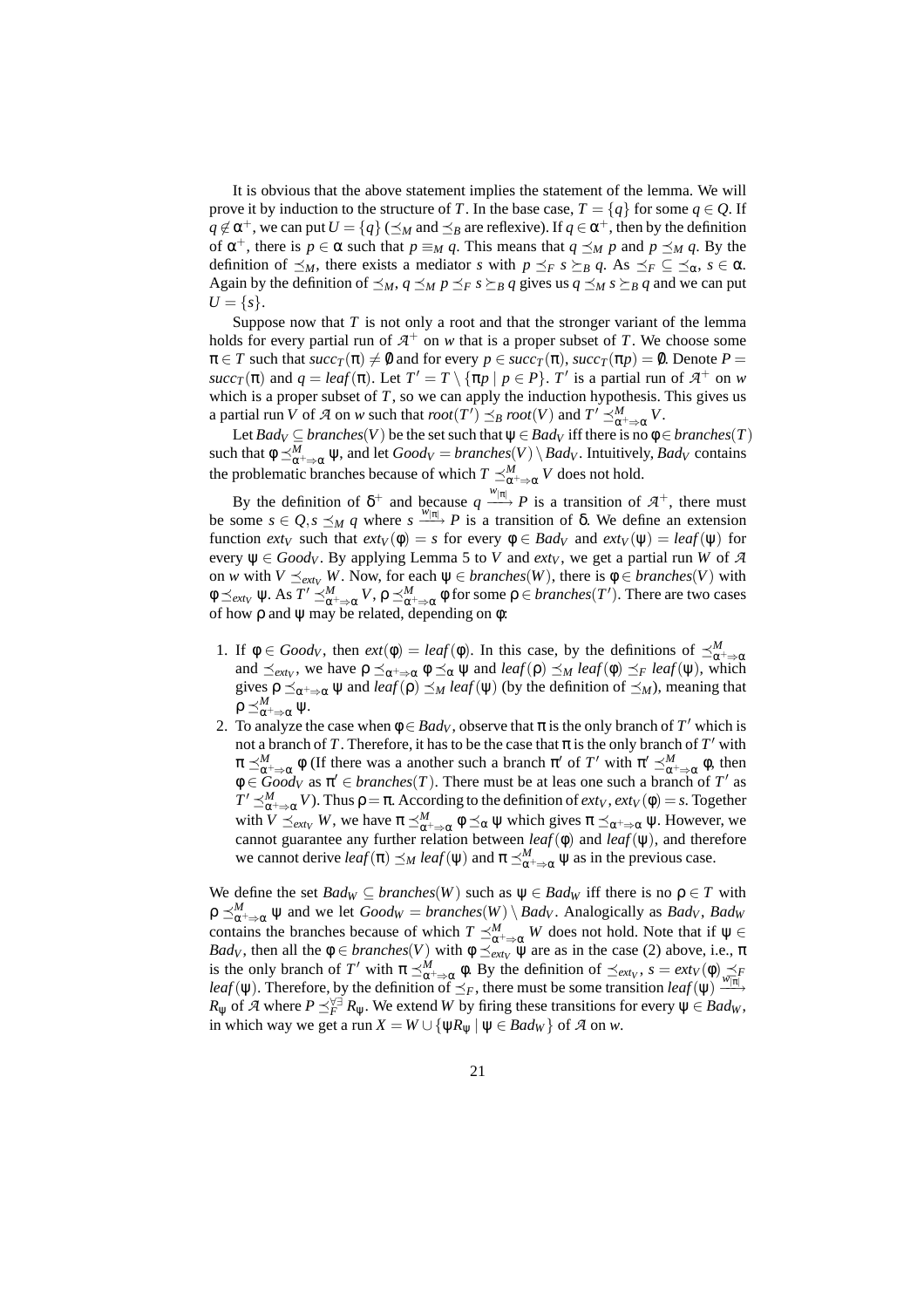It is obvious that the above statement implies the statement of the lemma. We will prove it by induction to the structure of $T$. In the base case, $T = \{q\}$ for some $q \in Q$. If $q \notin \alpha^+$, we can put $U = \{q\}$ ($\preceq_M$ and $\preceq_B$ are reflexive). If $q \in \alpha^+$, then by the definition of $\alpha^+$, there is $p \in \alpha$ such that $p \equiv_M q$. This means that $q \preceq_M p$ and $p \preceq_M q$. By the definition of $\preceq_M$, there exists a mediator $s$ with $p \preceq_F s \succeq_B q$. As $\preceq_F \subseteq \preceq_\alpha$, $s \in \alpha$. Again by the definition of $\preceq_M$, $q \preceq_M p \preceq_F s \succeq_B q$ gives us $q \preceq_M s \succeq_B q$ and we can put $U = \{s\}$.

Suppose now that $T$ is not only a root and that the stronger variant of the lemma holds for every partial run of $\mathcal{A}^+$ on $w$ that is a proper subset of $T$. We choose some $\pi \in T$ such that $succ_T(\pi) \neq \emptyset$ and for every $p \in succ_T(\pi)$, $succ_T(\pi p) = \emptyset$. Denote $P = succ_T(\pi)$ and $q = leaf(\pi)$. Let $T' = T \setminus \{\pi p \mid p \in P\}$. $T'$ is a partial run of $\mathcal{A}^+$ on $w$ which is a proper subset of $T$, so we can apply the induction hypothesis. This gives us a partial run $V$ of $\mathcal{A}$ on $w$ such that $root(T') \preceq_B root(V)$ and $T' \preceq^M_{\alpha^+ \Rightarrow \alpha} V$.

Let $Bad_V \subseteq branches(V)$ be the set such that $\psi \in Bad_V$ iff there is no $\phi \in branches(T)$ such that $\phi \preceq^M_{\alpha^+ \Rightarrow \alpha} \psi$, and let $Good_V = branches(V) \setminus Bad_V$. Intuitively, $Bad_V$ contains the problematic branches because of which $T \preceq^M_{\alpha^+ \Rightarrow \alpha} V$ does not hold.

By the definition of $\delta^+$ and because $q \xrightarrow{w_{|\pi|}} P$ is a transition of $\mathcal{A}^+$, there must be some $s \in Q, s \preceq_M q$ where $s \xrightarrow{w_{|\pi|}} P$ is a transition of $\delta$. We define an extension function $ext_V$ such that $ext_V(\phi) = s$ for every $\phi \in Bad_V$ and $ext_V(\psi) = leaf(\psi)$ for every $\psi \in Good_V$. By applying Lemma 5 to $V$ and $ext_V$, we get a partial run $W$ of $\mathcal{A}$ on $w$ with $V \preceq_{ext_V} W$. Now, for each $\psi \in branches(W)$, there is $\phi \in branches(V)$ with $\phi \preceq_{ext_V} \psi$. As $T' \preceq^M_{\alpha^+ \Rightarrow \alpha} V$, $\rho \preceq^M_{\alpha^+ \Rightarrow \alpha} \phi$ for some $\rho \in branches(T')$. There are two cases of how $\rho$ and $\psi$ may be related, depending on $\phi$:

1. If $\phi \in Good_V$, then $ext(\phi) = leaf(\phi)$. In this case, by the definitions of $\preceq^M_{\alpha^+ \Rightarrow \alpha}$ and $\preceq_{ext_V}$, we have $\rho \preceq_{\alpha^+ \Rightarrow \alpha} \phi \preceq_\alpha \psi$ and $leaf(\rho) \preceq_M leaf(\phi) \preceq_F leaf(\psi)$, which gives $\rho \preceq_{\alpha^+ \Rightarrow \alpha} \psi$ and $leaf(\rho) \preceq_M leaf(\psi)$ (by the definition of $\preceq_M$), meaning that $\rho \preceq^M_{\alpha^+ \Rightarrow \alpha} \psi$.
2. To analyze the case when $\phi \in Bad_V$, observe that $\pi$ is the only branch of $T'$ which is not a branch of $T$. Therefore, it has to be the case that $\pi$ is the only branch of $T'$ with $\pi \preceq^M_{\alpha^+ \Rightarrow \alpha} \phi$ (If there was a another such a branch $\pi'$ of $T'$ with $\pi' \preceq^M_{\alpha^+ \Rightarrow \alpha} \phi$, then $\phi \in Good_V$ as $\pi' \in branches(T)$. There must be at leas one such a branch of $T'$ as $T' \preceq^M_{\alpha^+ \Rightarrow \alpha} V$). Thus $\rho = \pi$. According to the definition of $ext_V$, $ext_V(\phi) = s$. Together with $V \preceq_{ext_V} W$, we have $\pi \preceq^M_{\alpha^+ \Rightarrow \alpha} \phi \preceq_\alpha \psi$ which gives $\pi \preceq_{\alpha^+ \Rightarrow \alpha} \psi$. However, we cannot guarantee any further relation between $leaf(\phi)$ and $leaf(\psi)$, and therefore we cannot derive $leaf(\pi) \preceq_M leaf(\psi)$ and $\pi \preceq^M_{\alpha^+ \Rightarrow \alpha} \psi$ as in the previous case.

We define the set $Bad_W \subseteq branches(W)$ such as $\psi \in Bad_W$ iff there is no $\rho \in T$ with $\rho \preceq^M_{\alpha^+ \Rightarrow \alpha} \psi$ and we let $Good_W = branches(W) \setminus Bad_V$. Analogically as $Bad_V$, $Bad_W$ contains the branches because of which $T \preceq^M_{\alpha^+ \Rightarrow \alpha} W$ does not hold. Note that if $\psi \in Bad_V$, then all the $\phi \in branches(V)$ with $\phi \preceq_{ext_V} \psi$ are as in the case (2) above, i.e., $\pi$ is the only branch of $T'$ with $\pi \preceq^M_{\alpha^+ \Rightarrow \alpha} \phi$. By the definition of $\preceq_{ext_V}$, $s = ext_V(\phi) \preceq_F leaf(\psi)$. Therefore, by the definition of $\preceq_F$, there must be some transition $leaf(\psi) \xrightarrow{w_{|\pi|}} R_\psi$ of $\mathcal{A}$ where $P \preceq^{\forall\exists}_F R_\psi$. We extend $W$ by firing these transitions for every $\psi \in Bad_W$, in which way we get a run $X = W \cup \{\psi R_\psi \mid \psi \in Bad_W\}$ of $\mathcal{A}$ on $w$.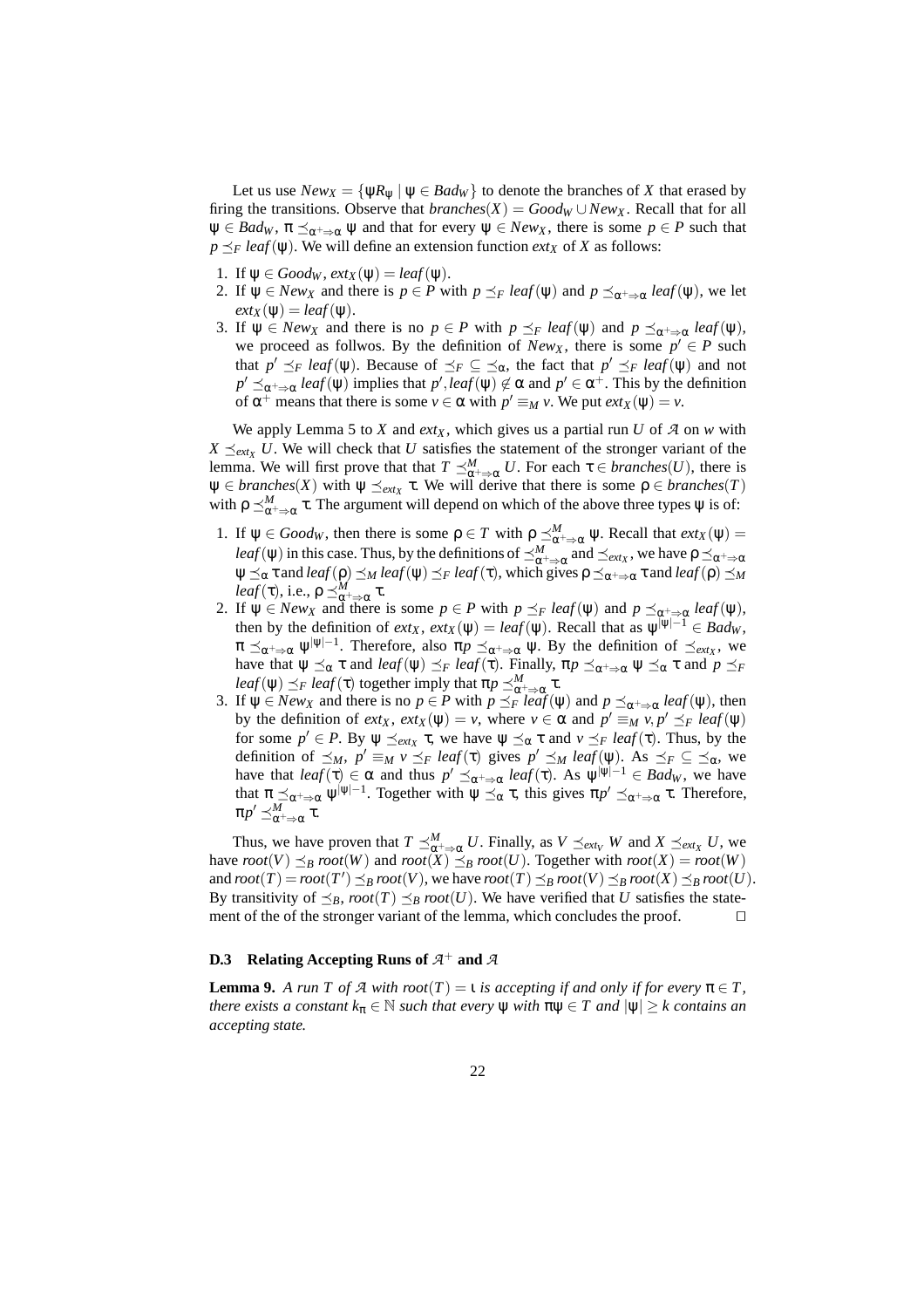Let us use $New_X = \{\psi R_\psi \mid \psi \in Bad_W\}$ to denote the branches of $X$ that erased by firing the transitions. Observe that $branches(X) = Good_W \cup New_X$. Recall that for all $\psi \in Bad_W$, $\pi \preceq_{\alpha^+ \Rightarrow \alpha} \psi$ and that for every $\psi \in New_X$, there is some $p \in P$ such that $p \preceq_F leaf(\psi)$. We will define an extension function $ext_X$ of $X$ as follows:

1. If $\psi \in Good_W$, $ext_X(\psi) = leaf(\psi)$.
2. If $\psi \in New_X$ and there is $p \in P$ with $p \preceq_F leaf(\psi)$ and $p \preceq_{\alpha^+ \Rightarrow \alpha} leaf(\psi)$, we let $ext_X(\psi) = leaf(\psi)$.
3. If $\psi \in New_X$ and there is no $p \in P$ with $p \preceq_F leaf(\psi)$ and $p \preceq_{\alpha^+ \Rightarrow \alpha} leaf(\psi)$, we proceed as follows. By the definition of $New_X$, there is some $p' \in P$ such that $p' \preceq_F leaf(\psi)$. Because of $\preceq_F \subseteq \preceq_\alpha$, the fact that $p' \preceq_F leaf(\psi)$ and not $p' \preceq_{\alpha^+ \Rightarrow \alpha} leaf(\psi)$ implies that $p', leaf(\psi) \notin \alpha$ and $p' \in \alpha^+$. This by the definition of $\alpha^+$ means that there is some $v \in \alpha$ with $p' \equiv_M v$. We put $ext_X(\psi) = v$.

We apply Lemma 5 to $X$ and $ext_X$, which gives us a partial run $U$ of $\mathcal{A}$ on $w$ with $X \preceq_{ext_X} U$. We will check that $U$ satisfies the statement of the stronger variant of the lemma. We will first prove that that $T \preceq^M_{\alpha^+ \Rightarrow \alpha} U$. For each $\tau \in branches(U)$, there is $\psi \in branches(X)$ with $\psi \preceq_{ext_X} \tau$. We will derive that there is some $\rho \in branches(T)$ with $\rho \preceq^M_{\alpha^+ \Rightarrow \alpha} \tau$. The argument will depend on which of the above three types $\psi$ is of:

1. If $\psi \in Good_W$, then there is some $\rho \in T$ with $\rho \preceq^M_{\alpha^+ \Rightarrow \alpha} \psi$. Recall that $ext_X(\psi) = leaf(\psi)$ in this case. Thus, by the definitions of $\preceq^M_{\alpha^+ \Rightarrow \alpha}$ and $\preceq_{ext_X}$, we have $\rho \preceq_{\alpha^+ \Rightarrow \alpha} \psi \preceq_\alpha \tau$ and $leaf(\rho) \preceq_M leaf(\psi) \preceq_F leaf(\tau)$, which gives $\rho \preceq_{\alpha^+ \Rightarrow \alpha} \tau$ and $leaf(\rho) \preceq_M leaf(\tau)$, i.e., $\rho \preceq^M_{\alpha^+ \Rightarrow \alpha} \tau$.
2. If $\psi \in New_X$ and there is some $p \in P$ with $p \preceq_F leaf(\psi)$ and $p \preceq_{\alpha^+ \Rightarrow \alpha} leaf(\psi)$, then by the definition of $ext_X$, $ext_X(\psi) = leaf(\psi)$. Recall that as $\psi^{|\psi|-1} \in Bad_W$, $\pi \preceq_{\alpha^+ \Rightarrow \alpha} \psi^{|\psi|-1}$. Therefore, also $\pi p \preceq_{\alpha^+ \Rightarrow \alpha} \psi$. By the definition of $\preceq_{ext_X}$, we have that $\psi \preceq_\alpha \tau$ and $leaf(\psi) \preceq_F leaf(\tau)$. Finally, $\pi p \preceq_{\alpha^+ \Rightarrow \alpha} \psi \preceq_\alpha \tau$ and $p \preceq_F leaf(\psi) \preceq_F leaf(\tau)$ together imply that $\pi p \preceq^M_{\alpha^+ \Rightarrow \alpha} \tau$.
3. If $\psi \in New_X$ and there is no $p \in P$ with $p \preceq_F leaf(\psi)$ and $p \preceq_{\alpha^+ \Rightarrow \alpha} leaf(\psi)$, then by the definition of $ext_X$, $ext_X(\psi) = v$, where $v \in \alpha$ and $p' \equiv_M v, p' \preceq_F leaf(\psi)$ for some $p' \in P$. By $\psi \preceq_{ext_X} \tau$, we have $\psi \preceq_\alpha \tau$ and $v \preceq_F leaf(\tau)$. Thus, by the definition of $\preceq_M$, $p' \equiv_M v \preceq_F leaf(\tau)$ gives $p' \preceq_M leaf(\psi)$. As $\preceq_F \subseteq \preceq_\alpha$, we have that $leaf(\tau) \in \alpha$ and thus $p' \preceq_{\alpha^+ \Rightarrow \alpha} leaf(\tau)$. As $\psi^{|\psi|-1} \in Bad_W$, we have that $\pi \preceq_{\alpha^+ \Rightarrow \alpha} \psi^{|\psi|-1}$. Together with $\psi \preceq_\alpha \tau$, this gives $\pi p' \preceq_{\alpha^+ \Rightarrow \alpha} \tau$. Therefore, $\pi p' \preceq^M_{\alpha^+ \Rightarrow \alpha} \tau$.

Thus, we have proven that $T \preceq^M_{\alpha^+ \Rightarrow \alpha} U$. Finally, as $V \preceq_{ext_V} W$ and $X \preceq_{ext_X} U$, we have $root(V) \preceq_B root(W)$ and $root(X) \preceq_B root(U)$. Together with $root(X) = root(W)$ and $root(T) = root(T') \preceq_B root(V)$, we have $root(T) \preceq_B root(V) \preceq_B root(X) \preceq_B root(U)$. By transitivity of $\preceq_B$, $root(T) \preceq_B root(U)$. We have verified that $U$ satisfies the statement of the of the stronger variant of the lemma, which concludes the proof. $\square$

### D.3 Relating Accepting Runs of $\mathcal{A}^+$ and $\mathcal{A}$

**Lemma 9.** *A run $T$ of $\mathcal{A}$ with $root(T) = \iota$ is accepting if and only if for every $\pi \in T$, there exists a constant $k_\pi \in \mathbb{N}$ such that every $\psi$ with $\pi\psi \in T$ and $|\psi| \geq k$ contains an accepting state.*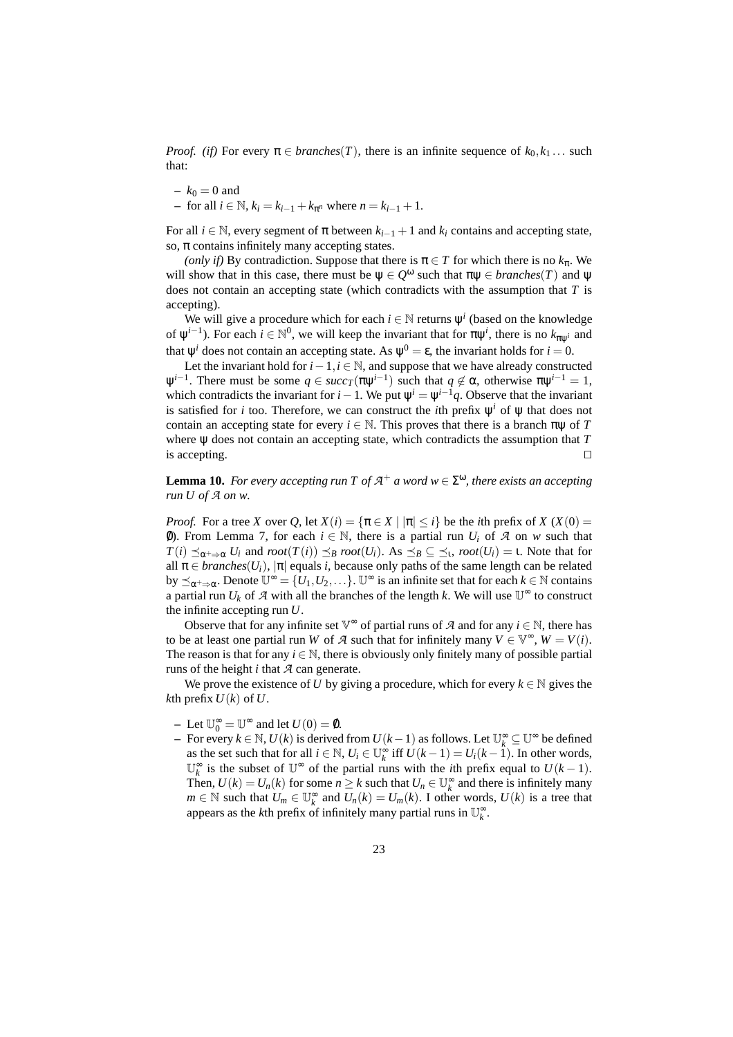*Proof.* *(if)* For every $\pi \in \mathit{branches}(T)$, there is an infinite sequence of $k_0, k_1 \ldots$ such that:

- $k_0 = 0$ and
- for all $i \in \mathbb{N}$, $k_i = k_{i-1} + k_{\pi^n}$ where $n = k_{i-1} + 1$.

For all $i \in \mathbb{N}$, every segment of $\pi$ between $k_{i-1} + 1$ and $k_i$ contains and accepting state, so, $\pi$ contains infinitely many accepting states.

*(only if)* By contradiction. Suppose that there is $\pi \in T$ for which there is no $k_\pi$. We will show that in this case, there must be $\psi \in Q^\omega$ such that $\pi\psi \in \mathit{branches}(T)$ and $\psi$ does not contain an accepting state (which contradicts with the assumption that $T$ is accepting).

We will give a procedure which for each $i \in \mathbb{N}$ returns $\psi^i$ (based on the knowledge of $\psi^{i-1}$). For each $i \in \mathbb{N}^0$, we will keep the invariant that for $\pi\psi^i$, there is no $k_{\pi\psi^i}$ and that $\psi^i$ does not contain an accepting state. As $\psi^0 = \varepsilon$, the invariant holds for $i = 0$.

Let the invariant hold for $i-1, i \in \mathbb{N}$, and suppose that we have already constructed $\psi^{i-1}$. There must be some $q \in \mathit{succ}_T(\pi\psi^{i-1})$ such that $q \notin \alpha$, otherwise $\pi\psi^{i-1} = 1$, which contradicts the invariant for $i-1$. We put $\psi^i = \psi^{i-1}q$. Observe that the invariant is satisfied for $i$ too. Therefore, we can construct the $i$th prefix $\psi^i$ of $\psi$ that does not contain an accepting state for every $i \in \mathbb{N}$. This proves that there is a branch $\pi\psi$ of $T$ where $\psi$ does not contain an accepting state, which contradicts the assumption that $T$ is accepting. $\square$

**Lemma 10.** *For every accepting run $T$ of $\mathcal{A}^+$ a word $w \in \Sigma^\omega$, there exists an accepting run $U$ of $\mathcal{A}$ on $w$.*

*Proof.* For a tree $X$ over $Q$, let $X(i) = \{\pi \in X \mid |\pi| \leq i\}$ be the $i$th prefix of $X$ ($X(0) = \emptyset$). From Lemma 7, for each $i \in \mathbb{N}$, there is a partial run $U_i$ of $\mathcal{A}$ on $w$ such that $T(i) \preceq_{\alpha^+ \Rightarrow \alpha} U_i$ and $\mathit{root}(T(i)) \preceq_B \mathit{root}(U_i)$. As $\preceq_B \subseteq \preceq_\iota$, $\mathit{root}(U_i) = \iota$. Note that for all $\pi \in \mathit{branches}(U_i)$, $|\pi|$ equals $i$, because only paths of the same length can be related by $\preceq_{\alpha^+ \Rightarrow \alpha}$. Denote $\mathbb{U}^\infty = \{U_1, U_2, \ldots\}$. $\mathbb{U}^\infty$ is an infinite set that for each $k \in \mathbb{N}$ contains a partial run $U_k$ of $\mathcal{A}$ with all the branches of the length $k$. We will use $\mathbb{U}^\infty$ to construct the infinite accepting run $U$.

Observe that for any infinite set $\mathbb{V}^\infty$ of partial runs of $\mathcal{A}$ and for any $i \in \mathbb{N}$, there has to be at least one partial run $W$ of $\mathcal{A}$ such that for infinitely many $V \in \mathbb{V}^\infty$, $W = V(i)$. The reason is that for any $i \in \mathbb{N}$, there is obviously only finitely many of possible partial runs of the height $i$ that $\mathcal{A}$ can generate.

We prove the existence of $U$ by giving a procedure, which for every $k \in \mathbb{N}$ gives the $k$th prefix $U(k)$ of $U$.

- Let $\mathbb{U}_0^\infty = \mathbb{U}^\infty$ and let $U(0) = \emptyset$.
- For every $k \in \mathbb{N}$, $U(k)$ is derived from $U(k-1)$ as follows. Let $\mathbb{U}_k^\infty \subseteq \mathbb{U}^\infty$ be defined as the set such that for all $i \in \mathbb{N}$, $U_i \in \mathbb{U}_k^\infty$ iff $U(k-1) = U_i(k-1)$. In other words, $\mathbb{U}_k^\infty$ is the subset of $\mathbb{U}^\infty$ of the partial runs with the $i$th prefix equal to $U(k-1)$. Then, $U(k) = U_n(k)$ for some $n \geq k$ such that $U_n \in \mathbb{U}_k^\infty$ and there is infinitely many $m \in \mathbb{N}$ such that $U_m \in \mathbb{U}_k^\infty$ and $U_n(k) = U_m(k)$. I other words, $U(k)$ is a tree that appears as the $k$th prefix of infinitely many partial runs in $\mathbb{U}_k^\infty$.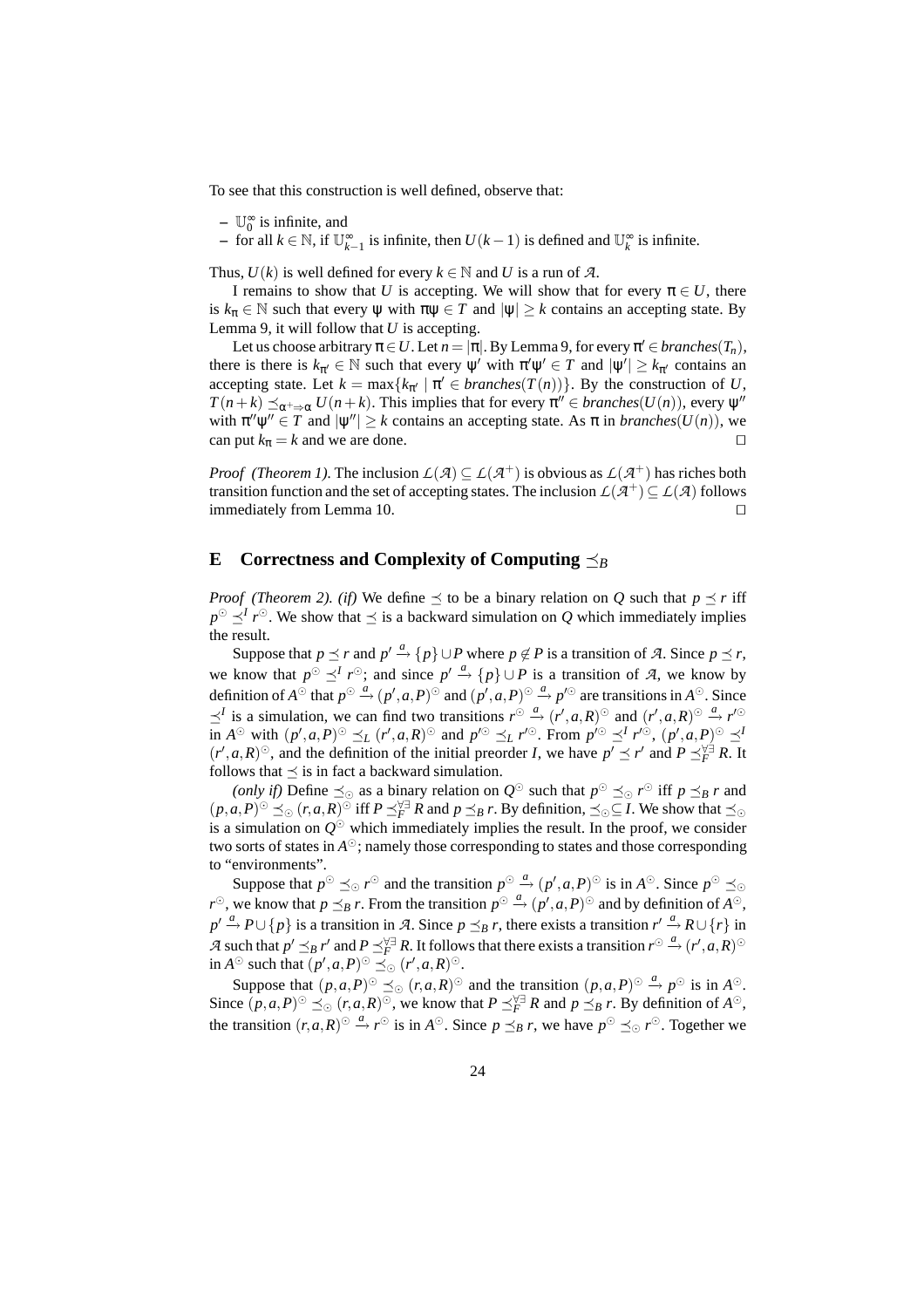To see that this construction is well defined, observe that:

– $\mathbb{U}_0^\infty$ is infinite, and
– for all $k \in \mathbb{N}$, if $\mathbb{U}_{k-1}^\infty$ is infinite, then $U(k-1)$ is defined and $\mathbb{U}_k^\infty$ is infinite.

Thus, $U(k)$ is well defined for every $k \in \mathbb{N}$ and $U$ is a run of $\mathcal{A}$.

I remains to show that $U$ is accepting. We will show that for every $\pi \in U$, there is $k_\pi \in \mathbb{N}$ such that every $\psi$ with $\pi\psi \in T$ and $|\psi| \geq k$ contains an accepting state. By Lemma 9, it will follow that $U$ is accepting.

Let us choose arbitrary $\pi \in U$. Let $n = |\pi|$. By Lemma 9, for every $\pi' \in branches(T_n)$, there is there is $k_{\pi'} \in \mathbb{N}$ such that every $\psi'$ with $\pi'\psi' \in T$ and $|\psi'| \geq k_{\pi'}$ contains an accepting state. Let $k = \max\{k_{\pi'} \mid \pi' \in branches(T(n))\}$. By the construction of $U$, $T(n+k) \preceq_{\alpha^+ \Rightarrow \alpha} U(n+k)$. This implies that for every $\pi'' \in branches(U(n))$, every $\psi''$ with $\pi''\psi'' \in T$ and $|\psi''| \geq k$ contains an accepting state. As $\pi$ in $branches(U(n))$, we can put $k_\pi = k$ and we are done. $\square$

*Proof (Theorem 1).* The inclusion $\mathcal{L}(\mathcal{A}) \subseteq \mathcal{L}(\mathcal{A}^+)$ is obvious as $\mathcal{L}(\mathcal{A}^+)$ has riches both transition function and the set of accepting states. The inclusion $\mathcal{L}(\mathcal{A}^+) \subseteq \mathcal{L}(\mathcal{A})$ follows immediately from Lemma 10. $\square$

## E Correctness and Complexity of Computing $\preceq_B$

*Proof (Theorem 2). (if)* We define $\preceq$ to be a binary relation on $Q$ such that $p \preceq r$ iff $p^\odot \preceq^I r^\odot$. We show that $\preceq$ is a backward simulation on $Q$ which immediately implies the result.

Suppose that $p \preceq r$ and $p' \xrightarrow{a} \{p\} \cup P$ where $p \notin P$ is a transition of $\mathcal{A}$. Since $p \preceq r$, we know that $p^\odot \preceq^I r^\odot$; and since $p' \xrightarrow{a} \{p\} \cup P$ is a transition of $\mathcal{A}$, we know by definition of $A^\odot$ that $p^\odot \xrightarrow{a} (p', a, P)^\odot$ and $(p', a, P)^\odot \xrightarrow{a} p'^\odot$ are transitions in $A^\odot$. Since $\preceq^I$ is a simulation, we can find two transitions $r^\odot \xrightarrow{a} (r', a, R)^\odot$ and $(r', a, R)^\odot \xrightarrow{a} r'^\odot$ in $A^\odot$ with $(p', a, P)^\odot \preceq_L (r', a, R)^\odot$ and $p'^\odot \preceq_L r'^\odot$. From $p'^\odot \preceq^I r'^\odot$, $(p', a, P)^\odot \preceq^I (r', a, R)^\odot$, and the definition of the initial preorder $I$, we have $p' \preceq r'$ and $P \preceq_F^{\forall\exists} R$. It follows that $\preceq$ is in fact a backward simulation.

*(only if)* Define $\preceq_\odot$ as a binary relation on $Q^\odot$ such that $p^\odot \preceq_\odot r^\odot$ iff $p \preceq_B r$ and $(p, a, P)^\odot \preceq_\odot (r, a, R)^\odot$ iff $P \preceq_F^{\forall\exists} R$ and $p \preceq_B r$. By definition, $\preceq_\odot \subseteq I$. We show that $\preceq_\odot$ is a simulation on $Q^\odot$ which immediately implies the result. In the proof, we consider two sorts of states in $A^\odot$; namely those corresponding to states and those corresponding to "environments".

Suppose that $p^\odot \preceq_\odot r^\odot$ and the transition $p^\odot \xrightarrow{a} (p', a, P)^\odot$ is in $A^\odot$. Since $p^\odot \preceq_\odot r^\odot$, we know that $p \preceq_B r$. From the transition $p^\odot \xrightarrow{a} (p', a, P)^\odot$ and by definition of $A^\odot$, $p' \xrightarrow{a} P \cup \{p\}$ is a transition in $\mathcal{A}$. Since $p \preceq_B r$, there exists a transition $r' \xrightarrow{a} R \cup \{r\}$ in $\mathcal{A}$ such that $p' \preceq_B r'$ and $P \preceq_F^{\forall\exists} R$. It follows that there exists a transition $r^\odot \xrightarrow{a} (r', a, R)^\odot$ in $A^\odot$ such that $(p', a, P)^\odot \preceq_\odot (r', a, R)^\odot$.

Suppose that $(p, a, P)^\odot \preceq_\odot (r, a, R)^\odot$ and the transition $(p, a, P)^\odot \xrightarrow{a} p^\odot$ is in $A^\odot$. Since $(p, a, P)^\odot \preceq_\odot (r, a, R)^\odot$, we know that $P \preceq_F^{\forall\exists} R$ and $p \preceq_B r$. By definition of $A^\odot$, the transition $(r, a, R)^\odot \xrightarrow{a} r^\odot$ is in $A^\odot$. Since $p \preceq_B r$, we have $p^\odot \preceq_\odot r^\odot$. Together we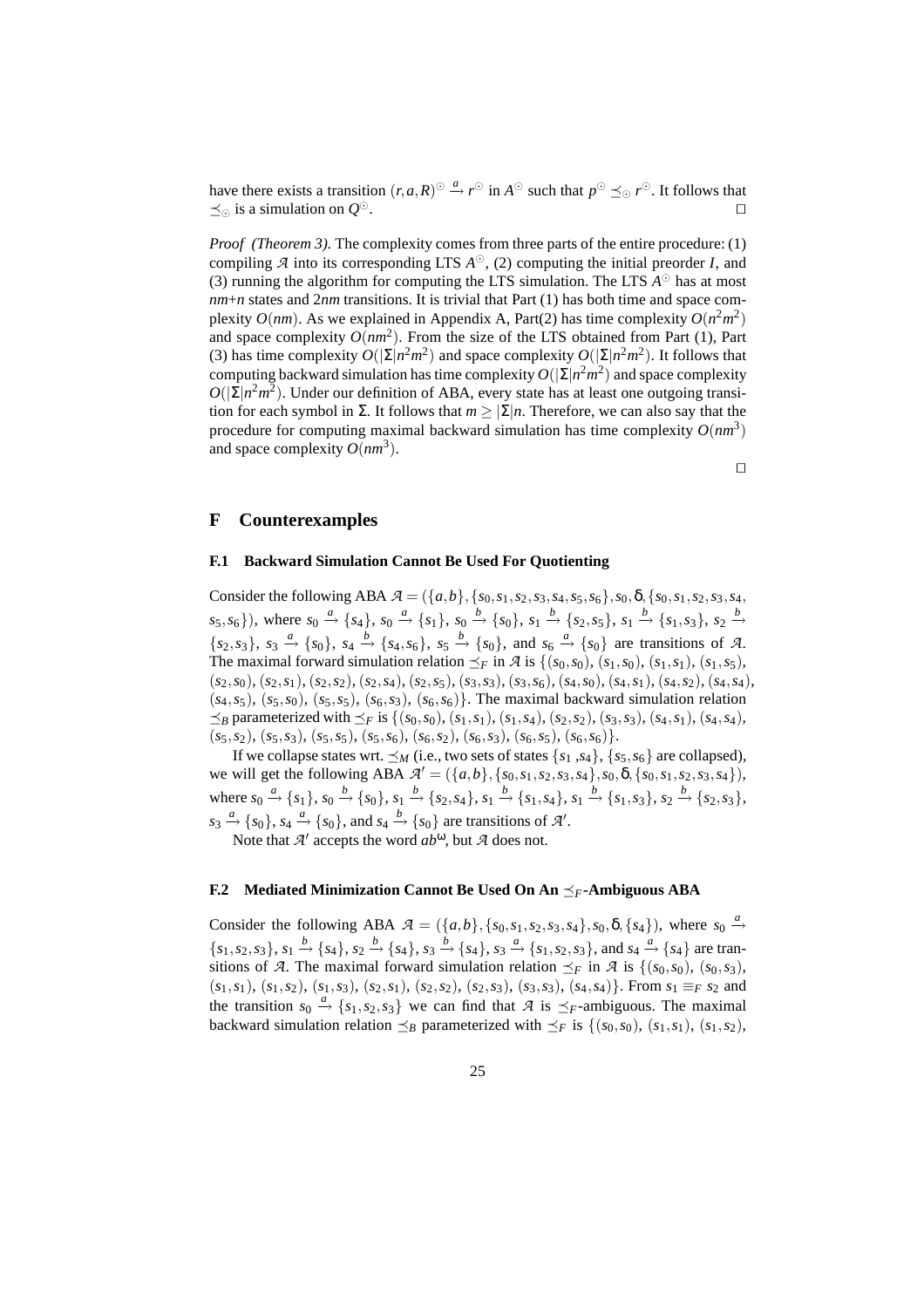have there exists a transition $(r,a,R)^{\odot} \xrightarrow{a} r^{\odot}$ in $A^{\odot}$ such that $p^{\odot} \preceq_{\odot} r^{\odot}$. It follows that $\preceq_{\odot}$ is a simulation on $Q^{\odot}$. □

*Proof (Theorem 3).* The complexity comes from three parts of the entire procedure: (1) compiling $\mathcal{A}$ into its corresponding LTS $A^{\odot}$, (2) computing the initial preorder $I$, and (3) running the algorithm for computing the LTS simulation. The LTS $A^{\odot}$ has at most $nm$+$n$ states and $2nm$ transitions. It is trivial that Part (1) has both time and space complexity $O(nm)$. As we explained in Appendix A, Part(2) has time complexity $O(n^2m^2)$ and space complexity $O(nm^2)$. From the size of the LTS obtained from Part (1), Part (3) has time complexity $O(|\Sigma|n^2m^2)$ and space complexity $O(|\Sigma|n^2m^2)$. It follows that computing backward simulation has time complexity $O(|\Sigma|n^2m^2)$ and space complexity $O(|\Sigma|n^2m^2)$. Under our definition of ABA, every state has at least one outgoing transition for each symbol in $\Sigma$. It follows that $m \geq |\Sigma|n$. Therefore, we can also say that the procedure for computing maximal backward simulation has time complexity $O(nm^3)$ and space complexity $O(nm^3)$.

□

## F Counterexamples

### F.1 Backward Simulation Cannot Be Used For Quotienting

Consider the following ABA $\mathcal{A} = (\{a,b\},\{s_0,s_1,s_2,s_3,s_4,s_5,s_6\},s_0,\delta,\{s_0,s_1,s_2,s_3,s_4,s_5,s_6\})$, where $s_0 \xrightarrow{a} \{s_4\}$, $s_0 \xrightarrow{a} \{s_1\}$, $s_0 \xrightarrow{b} \{s_0\}$, $s_1 \xrightarrow{b} \{s_2,s_5\}$, $s_1 \xrightarrow{b} \{s_1,s_3\}$, $s_2 \xrightarrow{b} \{s_2,s_3\}$, $s_3 \xrightarrow{a} \{s_0\}$, $s_4 \xrightarrow{b} \{s_4,s_6\}$, $s_5 \xrightarrow{b} \{s_0\}$, and $s_6 \xrightarrow{a} \{s_0\}$ are transitions of $\mathcal{A}$. The maximal forward simulation relation $\preceq_F$ in $\mathcal{A}$ is $\{(s_0,s_0)$, $(s_1,s_0)$, $(s_1,s_1)$, $(s_1,s_5)$, $(s_2,s_0)$, $(s_2,s_1)$, $(s_2,s_2)$, $(s_2,s_4)$, $(s_2,s_5)$, $(s_3,s_3)$, $(s_3,s_6)$, $(s_4,s_0)$, $(s_4,s_1)$, $(s_4,s_2)$, $(s_4,s_4)$, $(s_4,s_5)$, $(s_5,s_0)$, $(s_5,s_5)$, $(s_6,s_3)$, $(s_6,s_6)\}$. The maximal backward simulation relation $\preceq_B$ parameterized with $\preceq_F$ is $\{(s_0,s_0)$, $(s_1,s_1)$, $(s_1,s_4)$, $(s_2,s_2)$, $(s_3,s_3)$, $(s_4,s_1)$, $(s_4,s_4)$, $(s_5,s_2)$, $(s_5,s_3)$, $(s_5,s_5)$, $(s_5,s_6)$, $(s_6,s_2)$, $(s_6,s_3)$, $(s_6,s_5)$, $(s_6,s_6)\}$.

If we collapse states wrt. $\preceq_M$ (i.e., two sets of states $\{s_1,s_4\}$, $\{s_5,s_6\}$ are collapsed), we will get the following ABA $\mathcal{A}' = (\{a,b\},\{s_0,s_1,s_2,s_3,s_4\},s_0,\delta,\{s_0,s_1,s_2,s_3,s_4\})$, where $s_0 \xrightarrow{a} \{s_1\}$, $s_0 \xrightarrow{b} \{s_0\}$, $s_1 \xrightarrow{b} \{s_2,s_4\}$, $s_1 \xrightarrow{b} \{s_1,s_4\}$, $s_1 \xrightarrow{b} \{s_1,s_3\}$, $s_2 \xrightarrow{b} \{s_2,s_3\}$, $s_3 \xrightarrow{a} \{s_0\}$, $s_4 \xrightarrow{a} \{s_0\}$, and $s_4 \xrightarrow{b} \{s_0\}$ are transitions of $\mathcal{A}'$.

Note that $\mathcal{A}'$ accepts the word $ab^{\omega}$, but $\mathcal{A}$ does not.

### F.2 Mediated Minimization Cannot Be Used On An $\preceq_F$-Ambiguous ABA

Consider the following ABA $\mathcal{A} = (\{a,b\},\{s_0,s_1,s_2,s_3,s_4\},s_0,\delta,\{s_4\})$, where $s_0 \xrightarrow{a} \{s_1,s_2,s_3\}$, $s_1 \xrightarrow{b} \{s_4\}$, $s_2 \xrightarrow{b} \{s_4\}$, $s_3 \xrightarrow{b} \{s_4\}$, $s_3 \xrightarrow{a} \{s_1,s_2,s_3\}$, and $s_4 \xrightarrow{a} \{s_4\}$ are transitions of $\mathcal{A}$. The maximal forward simulation relation $\preceq_F$ in $\mathcal{A}$ is $\{(s_0,s_0)$, $(s_0,s_3)$, $(s_1,s_1)$, $(s_1,s_2)$, $(s_1,s_3)$, $(s_2,s_1)$, $(s_2,s_2)$, $(s_2,s_3)$, $(s_3,s_3)$, $(s_4,s_4)\}$. From $s_1 \equiv_F s_2$ and the transition $s_0 \xrightarrow{a} \{s_1,s_2,s_3\}$ we can find that $\mathcal{A}$ is $\preceq_F$-ambiguous. The maximal backward simulation relation $\preceq_B$ parameterized with $\preceq_F$ is $\{(s_0,s_0)$, $(s_1,s_1)$, $(s_1,s_2)$,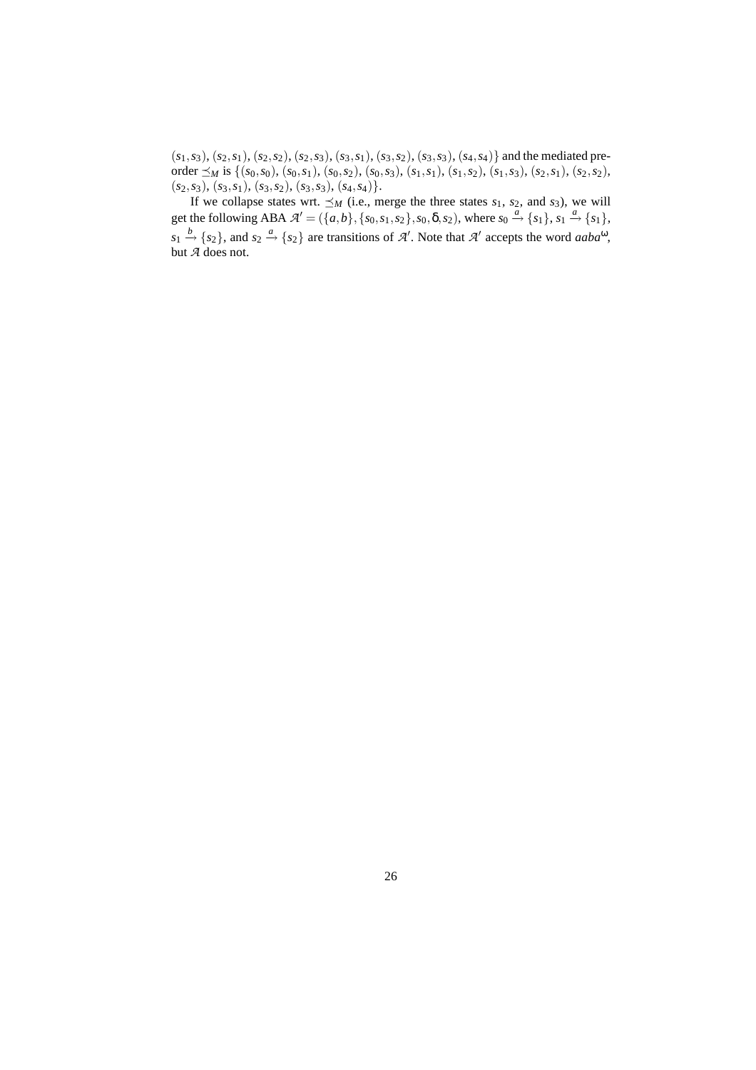$(s_1, s_3)$, $(s_2, s_1)$, $(s_2, s_2)$, $(s_2, s_3)$, $(s_3, s_1)$, $(s_3, s_2)$, $(s_3, s_3)$, $(s_4, s_4)\}$ and the mediated preorder $\preceq_M$ is $\{(s_0, s_0)$, $(s_0, s_1)$, $(s_0, s_2)$, $(s_0, s_3)$, $(s_1, s_1)$, $(s_1, s_2)$, $(s_1, s_3)$, $(s_2, s_1)$, $(s_2, s_2)$, $(s_2, s_3)$, $(s_3, s_1)$, $(s_3, s_2)$, $(s_3, s_3)$, $(s_4, s_4)\}$.

If we collapse states wrt. $\preceq_M$ (i.e., merge the three states $s_1$, $s_2$, and $s_3$), we will get the following ABA $\mathcal{A}' = (\{a, b\}, \{s_0, s_1, s_2\}, s_0, \delta, s_2)$, where $s_0 \xrightarrow{a} \{s_1\}$, $s_1 \xrightarrow{a} \{s_1\}$, $s_1 \xrightarrow{b} \{s_2\}$, and $s_2 \xrightarrow{a} \{s_2\}$ are transitions of $\mathcal{A}'$. Note that $\mathcal{A}'$ accepts the word $aaba^\omega$, but $\mathcal{A}$ does not.